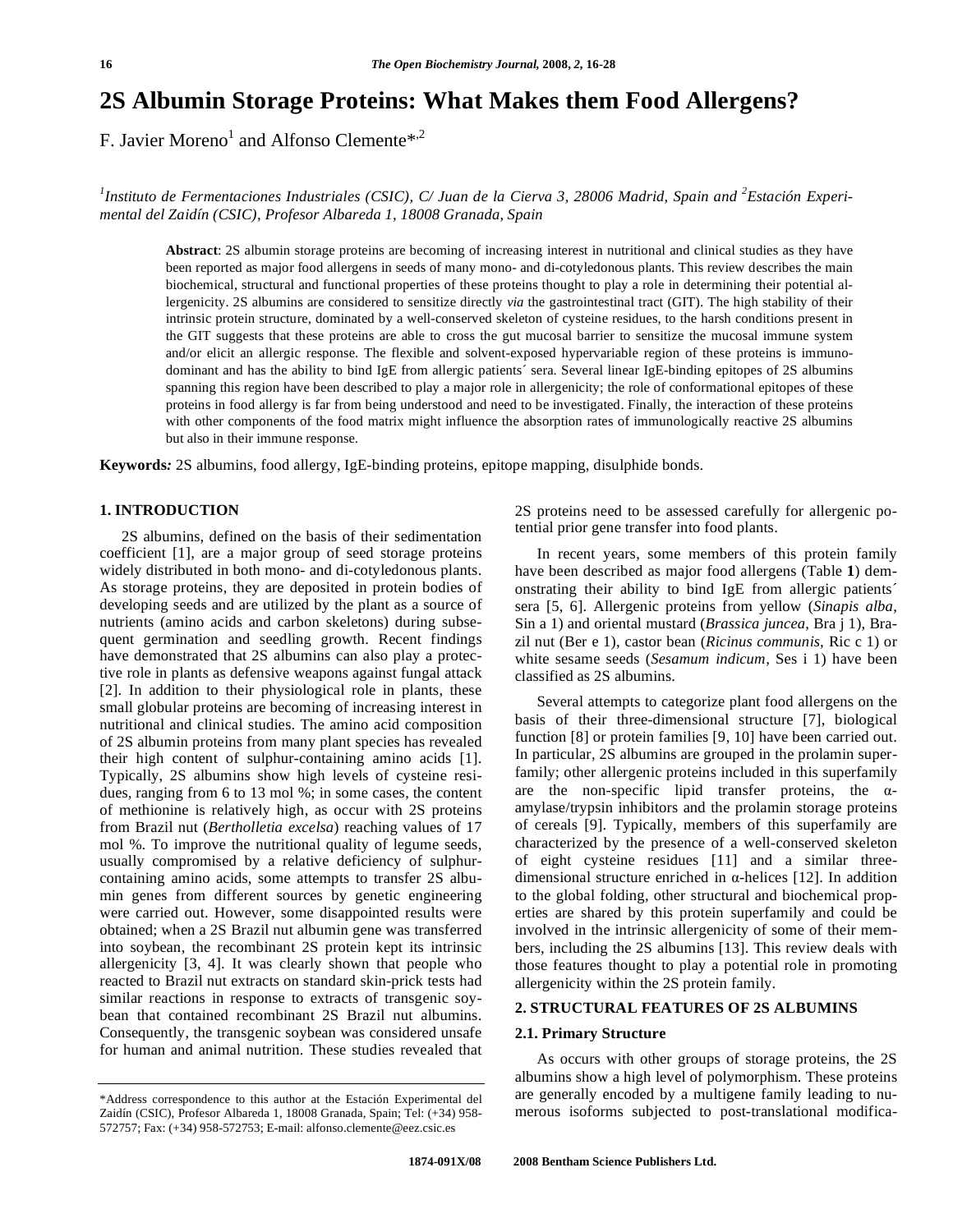# 2S Albumin Storage Proteins: What Makes them Food Allergens?

F. Javier Moreno[1] and Alfonso Clemente*[,2]

[1]*Instituto de Fermentaciones Industriales (CSIC), C/ Juan de la Cierva 3, 28006 Madrid, Spain and* [2]*Estación Experimental del Zaidín (CSIC), Profesor Albareda 1, 18008 Granada, Spain*

**Abstract**: 2S albumin storage proteins are becoming of increasing interest in nutritional and clinical studies as they have been reported as major food allergens in seeds of many mono- and di-cotyledonous plants. This review describes the main biochemical, structural and functional properties of these proteins thought to play a role in determining their potential allergenicity. 2S albumins are considered to sensitize directly *via* the gastrointestinal tract (GIT). The high stability of their intrinsic protein structure, dominated by a well-conserved skeleton of cysteine residues, to the harsh conditions present in the GIT suggests that these proteins are able to cross the gut mucosal barrier to sensitize the mucosal immune system and/or elicit an allergic response. The flexible and solvent-exposed hypervariable region of these proteins is immunodominant and has the ability to bind IgE from allergic patients´ sera. Several linear IgE-binding epitopes of 2S albumins spanning this region have been described to play a major role in allergenicity; the role of conformational epitopes of these proteins in food allergy is far from being understood and need to be investigated. Finally, the interaction of these proteins with other components of the food matrix might influence the absorption rates of immunologically reactive 2S albumins but also in their immune response.

**Keywords***:* 2S albumins, food allergy, IgE-binding proteins, epitope mapping, disulphide bonds.

## 1. INTRODUCTION

2S albumins, defined on the basis of their sedimentation coefficient [1], are a major group of seed storage proteins widely distributed in both mono- and di-cotyledonous plants. As storage proteins, they are deposited in protein bodies of developing seeds and are utilized by the plant as a source of nutrients (amino acids and carbon skeletons) during subsequent germination and seedling growth. Recent findings have demonstrated that 2S albumins can also play a protective role in plants as defensive weapons against fungal attack [2]. In addition to their physiological role in plants, these small globular proteins are becoming of increasing interest in nutritional and clinical studies. The amino acid composition of 2S albumin proteins from many plant species has revealed their high content of sulphur-containing amino acids [1]. Typically, 2S albumins show high levels of cysteine residues, ranging from 6 to 13 mol %; in some cases, the content of methionine is relatively high, as occur with 2S proteins from Brazil nut (*Bertholletia excelsa*) reaching values of 17 mol %. To improve the nutritional quality of legume seeds, usually compromised by a relative deficiency of sulphur-containing amino acids, some attempts to transfer 2S albumin genes from different sources by genetic engineering were carried out. However, some disappointed results were obtained; when a 2S Brazil nut albumin gene was transferred into soybean, the recombinant 2S protein kept its intrinsic allergenicity [3, 4]. It was clearly shown that people who reacted to Brazil nut extracts on standard skin-prick tests had similar reactions in response to extracts of transgenic soybean that contained recombinant 2S Brazil nut albumins. Consequently, the transgenic soybean was considered unsafe for human and animal nutrition. These studies revealed that 2S proteins need to be assessed carefully for allergenic potential prior gene transfer into food plants.

In recent years, some members of this protein family have been described as major food allergens (Table **1**) demonstrating their ability to bind IgE from allergic patients´ sera [5, 6]. Allergenic proteins from yellow (*Sinapis alba*, Sin a 1) and oriental mustard (*Brassica juncea*, Bra j 1), Brazil nut (Ber e 1), castor bean (*Ricinus communis*, Ric c 1) or white sesame seeds (*Sesamum indicum*, Ses i 1) have been classified as 2S albumins.

Several attempts to categorize plant food allergens on the basis of their three-dimensional structure [7], biological function [8] or protein families [9, 10] have been carried out. In particular, 2S albumins are grouped in the prolamin superfamily; other allergenic proteins included in this superfamily are the non-specific lipid transfer proteins, the α-amylase/trypsin inhibitors and the prolamin storage proteins of cereals [9]. Typically, members of this superfamily are characterized by the presence of a well-conserved skeleton of eight cysteine residues [11] and a similar three-dimensional structure enriched in α-helices [12]. In addition to the global folding, other structural and biochemical properties are shared by this protein superfamily and could be involved in the intrinsic allergenicity of some of their members, including the 2S albumins [13]. This review deals with those features thought to play a potential role in promoting allergenicity within the 2S protein family.

## 2. STRUCTURAL FEATURES OF 2S ALBUMINS

### 2.1. Primary Structure

As occurs with other groups of storage proteins, the 2S albumins show a high level of polymorphism. These proteins are generally encoded by a multigene family leading to numerous isoforms subjected to post-translational modifica-

*Address correspondence to this author at the Estación Experimental del Zaidín (CSIC), Profesor Albareda 1, 18008 Granada, Spain; Tel: (+34) 958-572757; Fax: (+34) 958-572753; E-mail: alfonso.clemente@eez.csic.es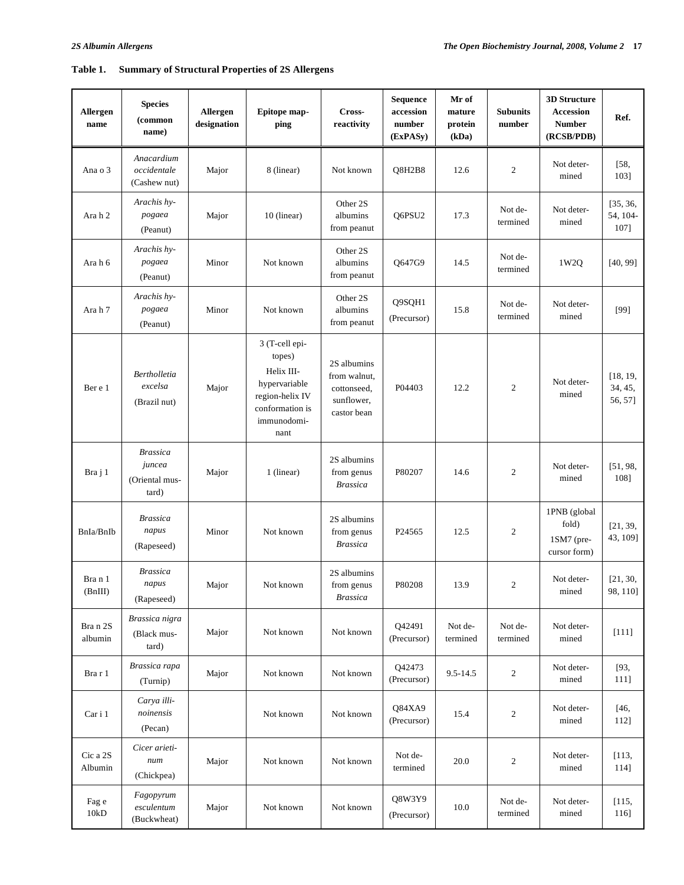**Table 1. Summary of Structural Properties of 2S Allergens**

| Allergen name | Species (common name) | Allergen designation | Epitope mapping | Cross-reactivity | Sequence accession number (ExPASy) | Mr of mature protein (kDa) | Subunits number | 3D Structure Accession Number (RCSB/PDB) | Ref. |
|---|---|---|---|---|---|---|---|---|---|
| Ana o 3 | *Anacardium occidentale* (Cashew nut) | Major | 8 (linear) | Not known | Q8H2B8 | 12.6 | 2 | Not determined | [58, 103] |
| Ara h 2 | *Arachis hypogaea* (Peanut) | Major | 10 (linear) | Other 2S albumins from peanut | Q6PSU2 | 17.3 | Not determined | Not determined | [35, 36, 54, 104-107] |
| Ara h 6 | *Arachis hypogaea* (Peanut) | Minor | Not known | Other 2S albumins from peanut | Q647G9 | 14.5 | Not determined | 1W2Q | [40, 99] |
| Ara h 7 | *Arachis hypogaea* (Peanut) | Minor | Not known | Other 2S albumins from peanut | Q9SQH1 (Precursor) | 15.8 | Not determined | Not determined | [99] |
| Ber e 1 | *Bertholletia excelsa* (Brazil nut) | Major | 3 (T-cell epitopes) Helix III-hypervariable region-helix IV conformation is immunodominant | 2S albumins from walnut, cottonseed, sunflower, castor bean | P04403 | 12.2 | 2 | Not determined | [18, 19, 34, 45, 56, 57] |
| Bra j 1 | *Brassica juncea* (Oriental mustard) | Major | 1 (linear) | 2S albumins from genus *Brassica* | P80207 | 14.6 | 2 | Not determined | [51, 98, 108] |
| BnIa/BnIb | *Brassica napus* (Rapeseed) | Minor | Not known | 2S albumins from genus *Brassica* | P24565 | 12.5 | 2 | 1PNB (global fold) 1SM7 (precursor form) | [21, 39, 43, 109] |
| Bra n 1 (BnIII) | *Brassica napus* (Rapeseed) | Major | Not known | 2S albumins from genus *Brassica* | P80208 | 13.9 | 2 | Not determined | [21, 30, 98, 110] |
| Bra n 2S albumin | *Brassica nigra* (Black mustard) | Major | Not known | Not known | Q42491 (Precursor) | Not determined | Not determined | Not determined | [111] |
| Bra r 1 | *Brassica rapa* (Turnip) | Major | Not known | Not known | Q42473 (Precursor) | 9.5-14.5 | 2 | Not determined | [93, 111] |
| Car i 1 | *Carya illinoinensis* (Pecan) | | Not known | Not known | Q84XA9 (Precursor) | 15.4 | 2 | Not determined | [46, 112] |
| Cic a 2S Albumin | *Cicer arietinum* (Chickpea) | Major | Not known | Not known | Not determined | 20.0 | 2 | Not determined | [113, 114] |
| Fag e 10kD | *Fagopyrum esculentum* (Buckwheat) | Major | Not known | Not known | Q8W3Y9 (Precursor) | 10.0 | Not determined | Not determined | [115, 116] |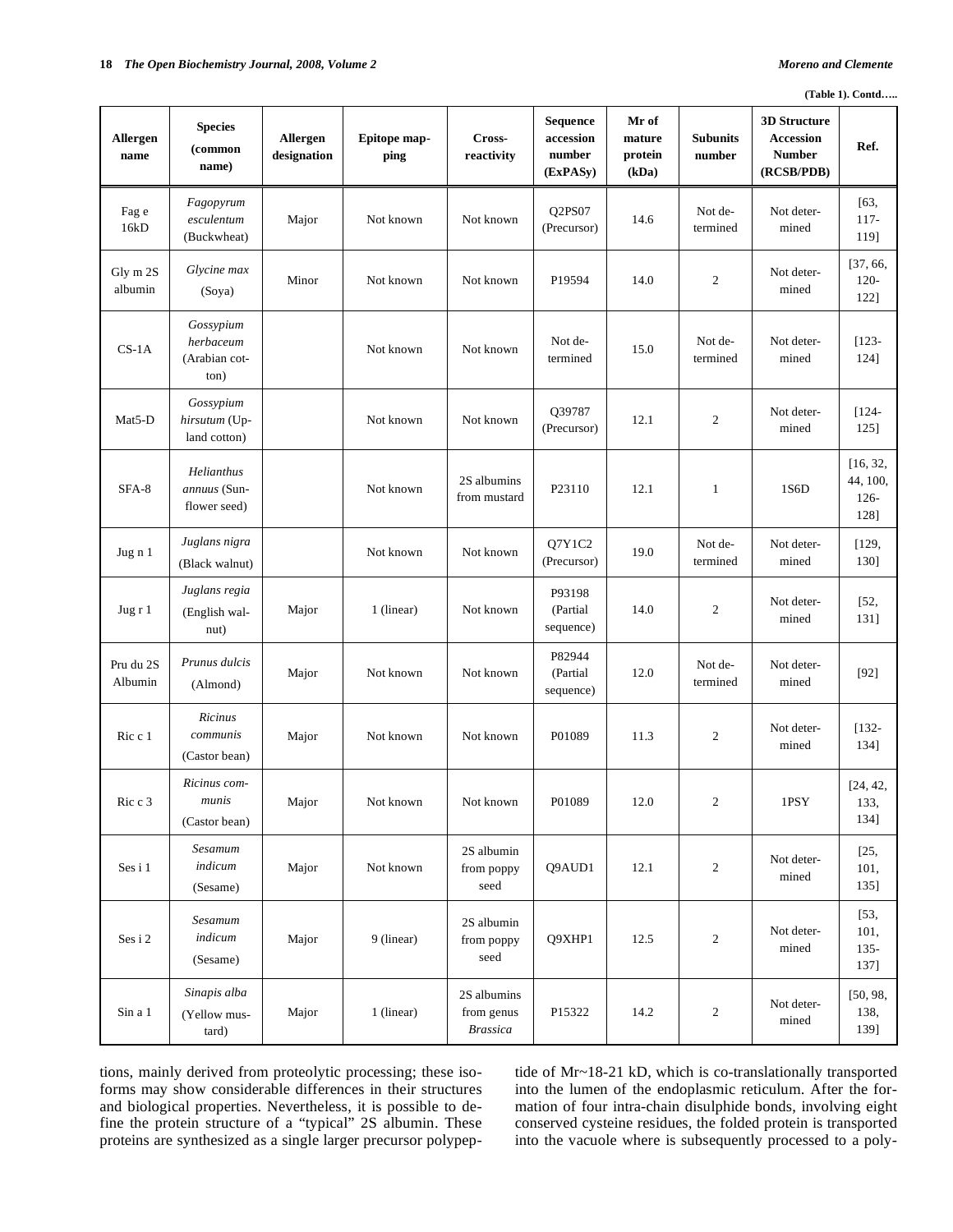**(Table 1). Contd…..**

| Allergen name | Species (common name) | Allergen designation | Epitope mapping | Cross-reactivity | Sequence accession number (ExPASy) | Mr of mature protein (kDa) | Subunits number | 3D Structure Accession Number (RCSB/PDB) | Ref. |
|---|---|---|---|---|---|---|---|---|---|
| Fag e 16kD | *Fagopyrum esculentum* (Buckwheat) | Major | Not known | Not known | Q2PS07 (Precursor) | 14.6 | Not determined | Not determined | [63, 117-119] |
| Gly m 2S albumin | *Glycine max* (Soya) | Minor | Not known | Not known | P19594 | 14.0 | 2 | Not determined | [37, 66, 120-122] |
| CS-1A | *Gossypium herbaceum* (Arabian cotton) | | Not known | Not known | Not determined | 15.0 | Not determined | Not determined | [123-124] |
| Mat5-D | *Gossypium hirsutum* (Upland cotton) | | Not known | Not known | Q39787 (Precursor) | 12.1 | 2 | Not determined | [124-125] |
| SFA-8 | *Helianthus annuus* (Sunflower seed) | | Not known | 2S albumins from mustard | P23110 | 12.1 | 1 | 1S6D | [16, 32, 44, 100, 126-128] |
| Jug n 1 | *Juglans nigra* (Black walnut) | | Not known | Not known | Q7Y1C2 (Precursor) | 19.0 | Not determined | Not determined | [129, 130] |
| Jug r 1 | *Juglans regia* (English walnut) | Major | 1 (linear) | Not known | P93198 (Partial sequence) | 14.0 | 2 | Not determined | [52, 131] |
| Pru du 2S Albumin | *Prunus dulcis* (Almond) | Major | Not known | Not known | P82944 (Partial sequence) | 12.0 | Not determined | Not determined | [92] |
| Ric c 1 | *Ricinus communis* (Castor bean) | Major | Not known | Not known | P01089 | 11.3 | 2 | Not determined | [132-134] |
| Ric c 3 | *Ricinus communis* (Castor bean) | Major | Not known | Not known | P01089 | 12.0 | 2 | 1PSY | [24, 42, 133, 134] |
| Ses i 1 | *Sesamum indicum* (Sesame) | Major | Not known | 2S albumin from poppy seed | Q9AUD1 | 12.1 | 2 | Not determined | [25, 101, 135] |
| Ses i 2 | *Sesamum indicum* (Sesame) | Major | 9 (linear) | 2S albumin from poppy seed | Q9XHP1 | 12.5 | 2 | Not determined | [53, 101, 135-137] |
| Sin a 1 | *Sinapis alba* (Yellow mustard) | Major | 1 (linear) | 2S albumins from genus *Brassica* | P15322 | 14.2 | 2 | Not determined | [50, 98, 138, 139] |

tions, mainly derived from proteolytic processing; these isoforms may show considerable differences in their structures and biological properties. Nevertheless, it is possible to define the protein structure of a "typical" 2S albumin. These proteins are synthesized as a single larger precursor polypeptide of Mr~18-21 kD, which is co-translationally transported into the lumen of the endoplasmic reticulum. After the formation of four intra-chain disulphide bonds, involving eight conserved cysteine residues, the folded protein is transported into the vacuole where is subsequently processed to a poly-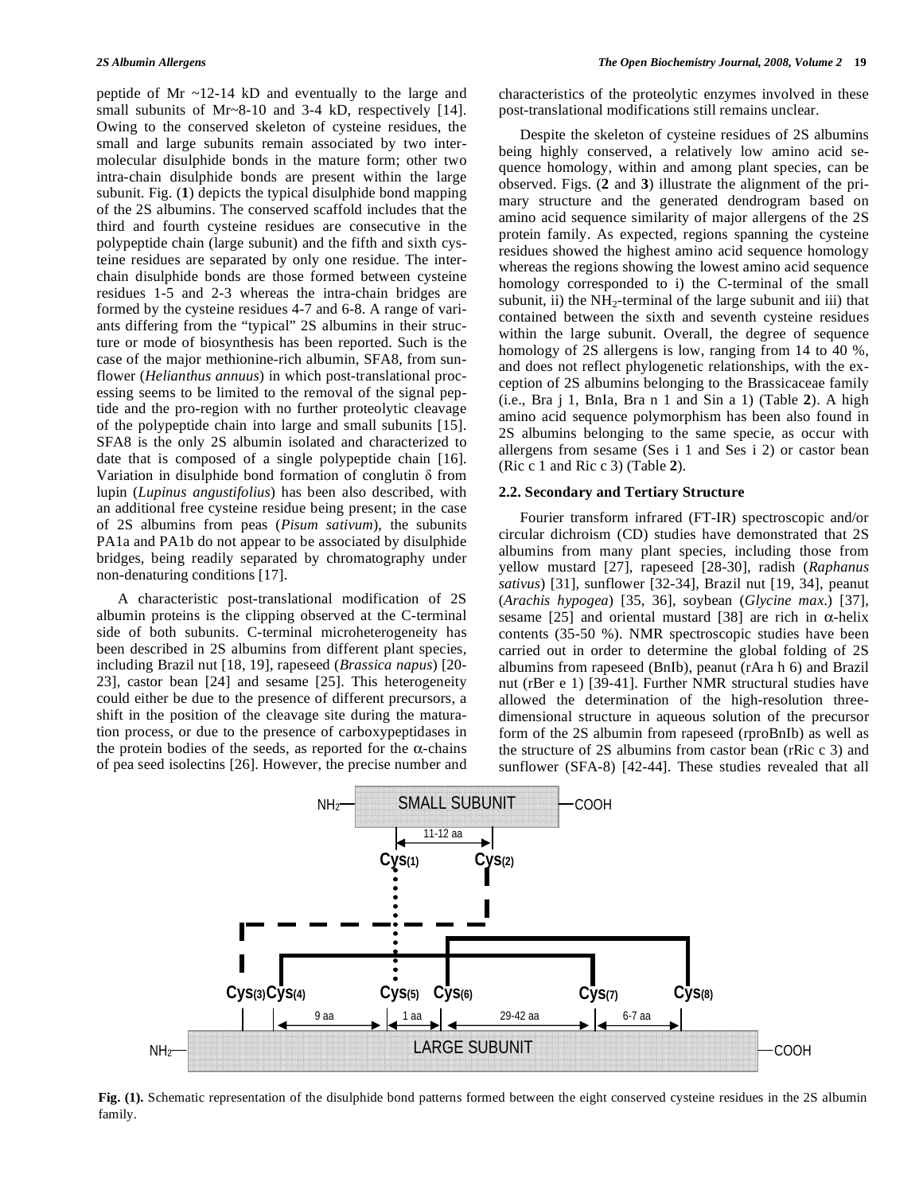peptide of Mr ~12-14 kD and eventually to the large and small subunits of Mr~8-10 and 3-4 kD, respectively [14]. Owing to the conserved skeleton of cysteine residues, the small and large subunits remain associated by two intermolecular disulphide bonds in the mature form; other two intra-chain disulphide bonds are present within the large subunit. Fig. (**1**) depicts the typical disulphide bond mapping of the 2S albumins. The conserved scaffold includes that the third and fourth cysteine residues are consecutive in the polypeptide chain (large subunit) and the fifth and sixth cysteine residues are separated by only one residue. The interchain disulphide bonds are those formed between cysteine residues 1-5 and 2-3 whereas the intra-chain bridges are formed by the cysteine residues 4-7 and 6-8. A range of variants differing from the "typical" 2S albumins in their structure or mode of biosynthesis has been reported. Such is the case of the major methionine-rich albumin, SFA8, from sunflower (*Helianthus annuus*) in which post-translational processing seems to be limited to the removal of the signal peptide and the pro-region with no further proteolytic cleavage of the polypeptide chain into large and small subunits [15]. SFA8 is the only 2S albumin isolated and characterized to date that is composed of a single polypeptide chain [16]. Variation in disulphide bond formation of conglutin δ from lupin (*Lupinus angustifolius*) has been also described, with an additional free cysteine residue being present; in the case of 2S albumins from peas (*Pisum sativum*), the subunits PA1a and PA1b do not appear to be associated by disulphide bridges, being readily separated by chromatography under non-denaturing conditions [17].

A characteristic post-translational modification of 2S albumin proteins is the clipping observed at the C-terminal side of both subunits. C-terminal microheterogeneity has been described in 2S albumins from different plant species, including Brazil nut [18, 19], rapeseed (*Brassica napus*) [20-23], castor bean [24] and sesame [25]. This heterogeneity could either be due to the presence of different precursors, a shift in the position of the cleavage site during the maturation process, or due to the presence of carboxypeptidases in the protein bodies of the seeds, as reported for the α-chains of pea seed isolectins [26]. However, the precise number and characteristics of the proteolytic enzymes involved in these post-translational modifications still remains unclear.

Despite the skeleton of cysteine residues of 2S albumins being highly conserved, a relatively low amino acid sequence homology, within and among plant species, can be observed. Figs. (**2** and **3**) illustrate the alignment of the primary structure and the generated dendrogram based on amino acid sequence similarity of major allergens of the 2S protein family. As expected, regions spanning the cysteine residues showed the highest amino acid sequence homology whereas the regions showing the lowest amino acid sequence homology corresponded to i) the C-terminal of the small subunit, ii) the $NH_2$-terminal of the large subunit and iii) that contained between the sixth and seventh cysteine residues within the large subunit. Overall, the degree of sequence homology of 2S allergens is low, ranging from 14 to 40 %, and does not reflect phylogenetic relationships, with the exception of 2S albumins belonging to the Brassicaceae family (i.e., Bra j 1, BnIa, Bra n 1 and Sin a 1) (Table **2**). A high amino acid sequence polymorphism has been also found in 2S albumins belonging to the same specie, as occur with allergens from sesame (Ses i 1 and Ses i 2) or castor bean (Ric c 1 and Ric c 3) (Table **2**).

### 2.2. Secondary and Tertiary Structure

Fourier transform infrared (FT-IR) spectroscopic and/or circular dichroism (CD) studies have demonstrated that 2S albumins from many plant species, including those from yellow mustard [27], rapeseed [28-30], radish (*Raphanus sativus*) [31], sunflower [32-34], Brazil nut [19, 34], peanut (*Arachis hypogea*) [35, 36], soybean (*Glycine max.*) [37], sesame [25] and oriental mustard [38] are rich in α-helix contents (35-50 %). NMR spectroscopic studies have been carried out in order to determine the global folding of 2S albumins from rapeseed (BnIb), peanut (rAra h 6) and Brazil nut (rBer e 1) [39-41]. Further NMR structural studies have allowed the determination of the high-resolution three-dimensional structure in aqueous solution of the precursor form of the 2S albumin from rapeseed (rproBnIb) as well as the structure of 2S albumins from castor bean (rRic c 3) and sunflower (SFA-8) [42-44]. These studies revealed that all

**Fig. (1).** Schematic representation of the disulphide bond patterns formed between the eight conserved cysteine residues in the 2S albumin family.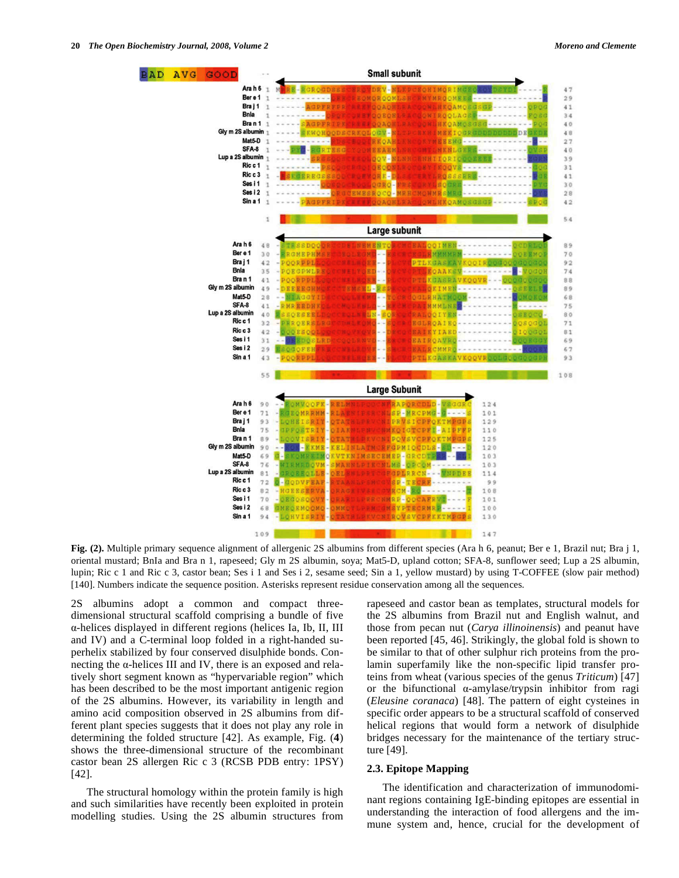**Fig. (2).** Multiple primary sequence alignment of allergenic 2S albumins from different species (Ara h 6, peanut; Ber e 1, Brazil nut; Bra j 1, oriental mustard; BnIa and Bra n 1, rapeseed; Gly m 2S albumin, soya; Mat5-D, upland cotton; SFA-8, sunflower seed; Lup a 2S albumin, lupin; Ric c 1 and Ric c 3, castor bean; Ses i 1 and Ses i 2, sesame seed; Sin a 1, yellow mustard) by using T-COFFEE (slow pair method) [140]. Numbers indicate the sequence position. Asterisks represent residue conservation among all the sequences.

2S albumins adopt a common and compact three-dimensional structural scaffold comprising a bundle of five α-helices displayed in different regions (helices Ia, Ib, II, III and IV) and a C-terminal loop folded in a right-handed superhelix stabilized by four conserved disulphide bonds. Connecting the α-helices III and IV, there is an exposed and relatively short segment known as "hypervariable region" which has been described to be the most important antigenic region of the 2S albumins. However, its variability in length and amino acid composition observed in 2S albumins from different plant species suggests that it does not play any role in determining the folded structure [42]. As example, Fig. (**4**) shows the three-dimensional structure of the recombinant castor bean 2S allergen Ric c 3 (RCSB PDB entry: 1PSY) [42].

The structural homology within the protein family is high and such similarities have recently been exploited in protein modelling studies. Using the 2S albumin structures from rapeseed and castor bean as templates, structural models for the 2S albumins from Brazil nut and English walnut, and those from pecan nut (*Carya illinoinensis*) and peanut have been reported [45, 46]. Strikingly, the global fold is shown to be similar to that of other sulphur rich proteins from the prolamin superfamily like the non-specific lipid transfer proteins from wheat (various species of the genus *Triticum*) [47] or the bifunctional α-amylase/trypsin inhibitor from ragi (*Eleusine coranaca*) [48]. The pattern of eight cysteines in specific order appears to be a structural scaffold of conserved helical regions that would form a network of disulphide bridges necessary for the maintenance of the tertiary structure [49].

### 2.3. Epitope Mapping

The identification and characterization of immunodominant regions containing IgE-binding epitopes are essential in understanding the interaction of food allergens and the immune system and, hence, crucial for the development of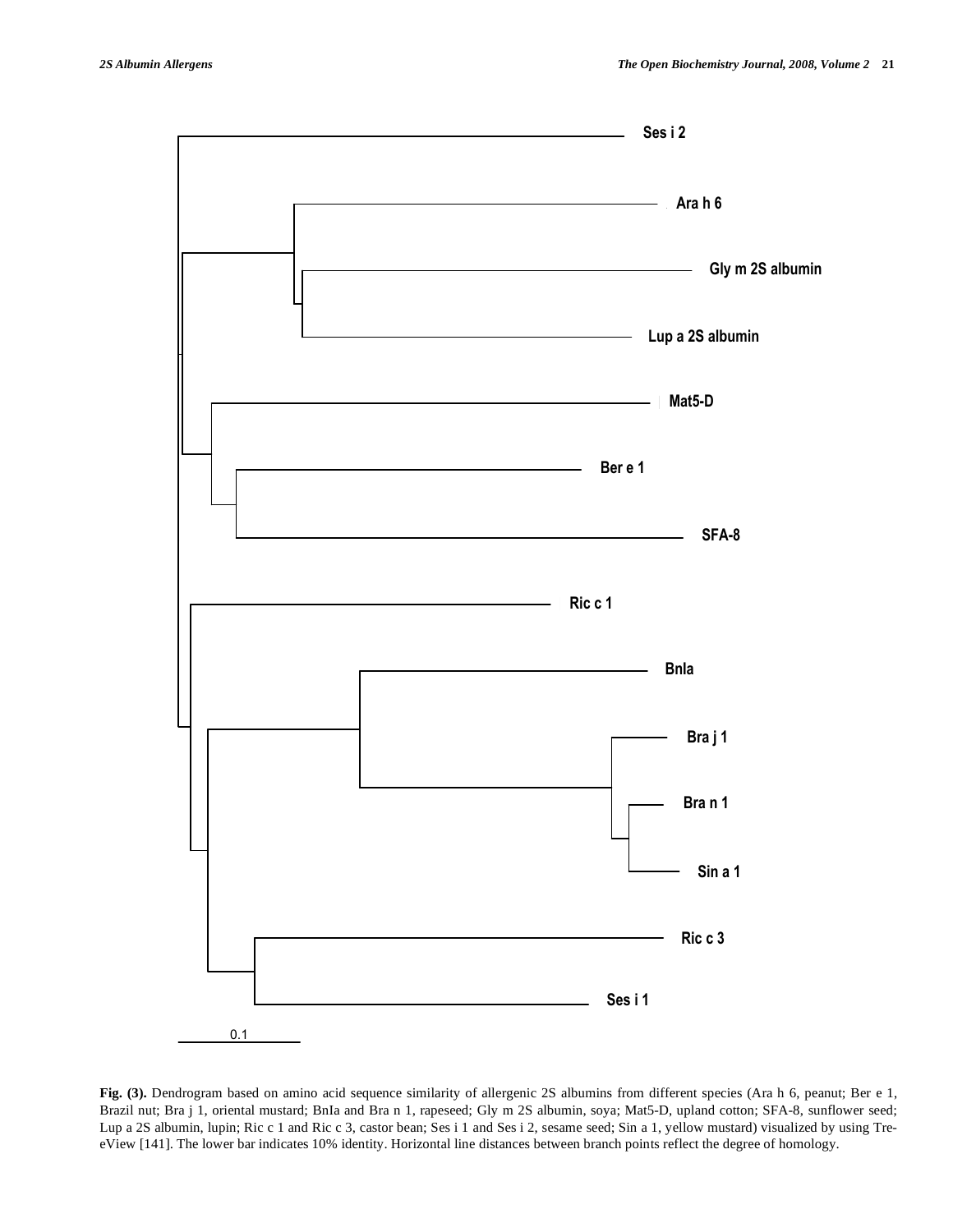Ses i 2

Ara h 6

Gly m 2S albumin

Lup a 2S albumin

Mat5-D

Ber e 1

SFA-8

Ric c 1

Bnla

Bra j 1

Bra n 1

Sin a 1

Ric c 3

Ses i 1

0.1

**Fig. (3).** Dendrogram based on amino acid sequence similarity of allergenic 2S albumins from different species (Ara h 6, peanut; Ber e 1, Brazil nut; Bra j 1, oriental mustard; BnIa and Bra n 1, rapeseed; Gly m 2S albumin, soya; Mat5-D, upland cotton; SFA-8, sunflower seed; Lup a 2S albumin, lupin; Ric c 1 and Ric c 3, castor bean; Ses i 1 and Ses i 2, sesame seed; Sin a 1, yellow mustard) visualized by using TreeView [141]. The lower bar indicates 10% identity. Horizontal line distances between branch points reflect the degree of homology.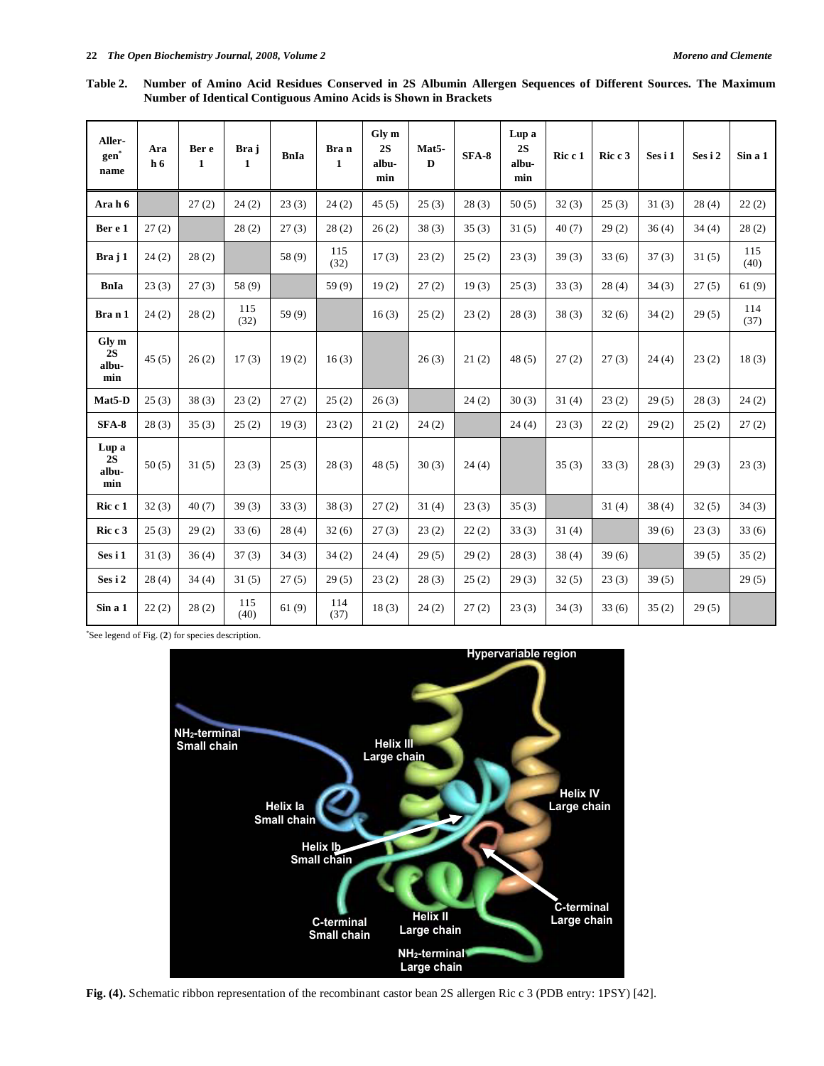**Table 2. Number of Amino Acid Residues Conserved in 2S Albumin Allergen Sequences of Different Sources. The Maximum Number of Identical Contiguous Amino Acids is Shown in Brackets**

| Allergen* name | Ara h 6 | Ber e 1 | Bra j 1 | BnIa | Bra n 1 | Gly m 2S albumin | Mat5-D | SFA-8 | Lup a 2S albumin | Ric c 1 | Ric c 3 | Ses i 1 | Ses i 2 | Sin a 1 |
|---|---|---|---|---|---|---|---|---|---|---|---|---|---|---|
| **Ara h 6** | | 27 (2) | 24 (2) | 23 (3) | 24 (2) | 45 (5) | 25 (3) | 28 (3) | 50 (5) | 32 (3) | 25 (3) | 31 (3) | 28 (4) | 22 (2) |
| **Ber e 1** | 27 (2) | | 28 (2) | 27 (3) | 28 (2) | 26 (2) | 38 (3) | 35 (3) | 31 (5) | 40 (7) | 29 (2) | 36 (4) | 34 (4) | 28 (2) |
| **Bra j 1** | 24 (2) | 28 (2) | | 58 (9) | 115 (32) | 17 (3) | 23 (2) | 25 (2) | 23 (3) | 39 (3) | 33 (6) | 37 (3) | 31 (5) | 115 (40) |
| **BnIa** | 23 (3) | 27 (3) | 58 (9) | | 59 (9) | 19 (2) | 27 (2) | 19 (3) | 25 (3) | 33 (3) | 28 (4) | 34 (3) | 27 (5) | 61 (9) |
| **Bra n 1** | 24 (2) | 28 (2) | 115 (32) | 59 (9) | | 16 (3) | 25 (2) | 23 (2) | 28 (3) | 38 (3) | 32 (6) | 34 (2) | 29 (5) | 114 (37) |
| **Gly m 2S albumin** | 45 (5) | 26 (2) | 17 (3) | 19 (2) | 16 (3) | | 26 (3) | 21 (2) | 48 (5) | 27 (2) | 27 (3) | 24 (4) | 23 (2) | 18 (3) |
| **Mat5-D** | 25 (3) | 38 (3) | 23 (2) | 27 (2) | 25 (2) | 26 (3) | | 24 (2) | 30 (3) | 31 (4) | 23 (2) | 29 (5) | 28 (3) | 24 (2) |
| **SFA-8** | 28 (3) | 35 (3) | 25 (2) | 19 (3) | 23 (2) | 21 (2) | 24 (2) | | 24 (4) | 23 (3) | 22 (2) | 29 (2) | 25 (2) | 27 (2) |
| **Lup a 2S albumin** | 50 (5) | 31 (5) | 23 (3) | 25 (3) | 28 (3) | 48 (5) | 30 (3) | 24 (4) | | 35 (3) | 33 (3) | 28 (3) | 29 (3) | 23 (3) |
| **Ric c 1** | 32 (3) | 40 (7) | 39 (3) | 33 (3) | 38 (3) | 27 (2) | 31 (4) | 23 (3) | 35 (3) | | 31 (4) | 38 (4) | 32 (5) | 34 (3) |
| **Ric c 3** | 25 (3) | 29 (2) | 33 (6) | 28 (4) | 32 (6) | 27 (3) | 23 (2) | 22 (2) | 33 (3) | 31 (4) | | 39 (6) | 23 (3) | 33 (6) |
| **Ses i 1** | 31 (3) | 36 (4) | 37 (3) | 34 (3) | 34 (2) | 24 (4) | 29 (5) | 29 (2) | 28 (3) | 38 (4) | 39 (6) | | 39 (5) | 35 (2) |
| **Ses i 2** | 28 (4) | 34 (4) | 31 (5) | 27 (5) | 29 (5) | 23 (2) | 28 (3) | 25 (2) | 29 (3) | 32 (5) | 23 (3) | 39 (5) | | 29 (5) |
| **Sin a 1** | 22 (2) | 28 (2) | 115 (40) | 61 (9) | 114 (37) | 18 (3) | 24 (2) | 27 (2) | 23 (3) | 34 (3) | 33 (6) | 35 (2) | 29 (5) | |

*See legend of Fig. (**2**) for species description.

**Fig. (4).** Schematic ribbon representation of the recombinant castor bean 2S allergen Ric c 3 (PDB entry: 1PSY) [42].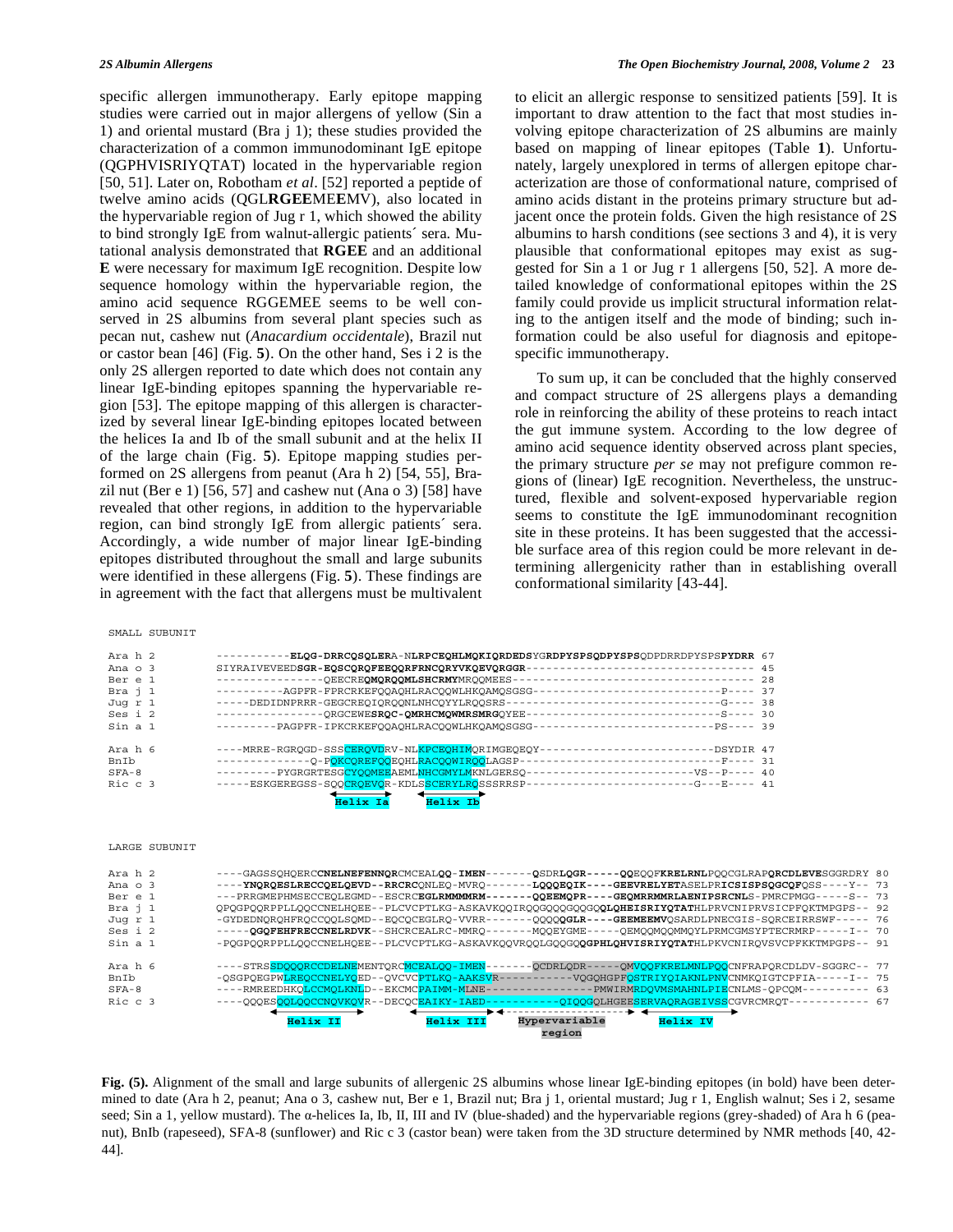specific allergen immunotherapy. Early epitope mapping studies were carried out in major allergens of yellow (Sin a 1) and oriental mustard (Bra j 1); these studies provided the characterization of a common immunodominant IgE epitope (QGPHVISRIYQTAT) located in the hypervariable region [50, 51]. Later on, Robotham *et al*. [52] reported a peptide of twelve amino acids (QGL**RGEE**ME**E**MV), also located in the hypervariable region of Jug r 1, which showed the ability to bind strongly IgE from walnut-allergic patients´ sera. Mutational analysis demonstrated that **RGEE** and an additional **E** were necessary for maximum IgE recognition. Despite low sequence homology within the hypervariable region, the amino acid sequence RGGEMEE seems to be well conserved in 2S albumins from several plant species such as pecan nut, cashew nut (*Anacardium occidentale*), Brazil nut or castor bean [46] (Fig. **5**). On the other hand, Ses i 2 is the only 2S allergen reported to date which does not contain any linear IgE-binding epitopes spanning the hypervariable region [53]. The epitope mapping of this allergen is characterized by several linear IgE-binding epitopes located between the helices Ia and Ib of the small subunit and at the helix II of the large chain (Fig. **5**). Epitope mapping studies performed on 2S allergens from peanut (Ara h 2) [54, 55], Brazil nut (Ber e 1) [56, 57] and cashew nut (Ana o 3) [58] have revealed that other regions, in addition to the hypervariable region, can bind strongly IgE from allergic patients´ sera. Accordingly, a wide number of major linear IgE-binding epitopes distributed throughout the small and large subunits were identified in these allergens (Fig. **5**). These findings are in agreement with the fact that allergens must be multivalent to elicit an allergic response to sensitized patients [59]. It is important to draw attention to the fact that most studies involving epitope characterization of 2S albumins are mainly based on mapping of linear epitopes (Table **1**). Unfortunately, largely unexplored in terms of allergen epitope characterization are those of conformational nature, comprised of amino acids distant in the proteins primary structure but adjacent once the protein folds. Given the high resistance of 2S albumins to harsh conditions (see sections 3 and 4), it is very plausible that conformational epitopes may exist as suggested for Sin a 1 or Jug r 1 allergens [50, 52]. A more detailed knowledge of conformational epitopes within the 2S family could provide us implicit structural information relating to the antigen itself and the mode of binding; such information could be also useful for diagnosis and epitope-specific immunotherapy.

To sum up, it can be concluded that the highly conserved and compact structure of 2S allergens plays a demanding role in reinforcing the ability of these proteins to reach intact the gut immune system. According to the low degree of amino acid sequence identity observed across plant species, the primary structure *per se* may not prefigure common regions of (linear) IgE recognition. Nevertheless, the unstructured, flexible and solvent-exposed hypervariable region seems to constitute the IgE immunodominant recognition site in these proteins. It has been suggested that the accessible surface area of this region could be more relevant in determining allergenicity rather than in establishing overall conformational similarity [43-44].

```
SMALL SUBUNIT

Ara h 2   -----------ELQG-DRRCQSQLERA-NLRPCEQHLMQKIQRDEDSYGRDPYSPSQDPYSPSQDPDRRDPYSPSPYDRR 67
Ana o 3   SIYRAIVEVEEDSGR-EQSCQRQFEEQQRFRNCQRYVKQEVQRGGR--------------------------------- 45
Ber e 1   ---------------QEECREQMQRQQMLSHCRMYMRQQMEES------------------------------------ 28
Bra j 1   ----------AGPFR-FPRCRKEFQQAQHLRACQQWLHKQAMQSGSG---------------------------P---- 37
Jug r 1   -----DEDIDNPRRR-GEGCREQIQRQQNLNHCQYYLRQQSRS-----------------------------G----- 38
Ses i 2   ---------------QRGCEWESRQC-QMRHCMQWMRSMRGQYEE---------------------------S---- 30
Sin a 1   ---------PAGPFR-IPKCRKEFQQAQHLRACQQWLHKQAMQSGSG---------------------------PS---- 39

Ara h 6   ----MRRE-RGRQGD-SSSCERQVDRV-NLKPCEQHIMQRIMGEQEQY-------------------------DSYDIR 47
BnIb      --------------Q-PQKCQREFQQEQHLRACQQWIRQQLAGSP----------------------------F---- 31
SFA-8     ---------PYGRGRTESGCYQQMEEAEMLNHCGMYLMKNLGERSQ------------------------VS--P---- 40
Ric c 3   -----ESKGEREGSS-SQQCRQEVQR-KDLSSCERYLRQSSSRRSP-------------------------G---E---- 41
                         Helix Ia        Helix Ib

LARGE SUBUNIT

Ara h 2   ----GAGSSQHQERCCNELNEFENNQRCMCEALQQ-IMEN-------QSDRLQGR-----QQEQQFKRELRNLPQQCGLRAPQRCDLEVESGGRDRY 80
Ana o 3   ----YNQRQESLRECCQELQEVD--RRCRCQNLEQ-MVRQ-------LQQQEQIK----GEEVRELYETASELPRICSISPSQGCQFQSS----Y-- 73
Ber e 1   ---PRRGMEPHMSECCEQLEGMD--ESCRCEGLRMMMMRM-------QQEEMQPR----GEQMRRMMRLAENIPSRCNLS-PMRCPMGG-----S-- 73
Bra j 1   QPQGPQQRPPLLQQCCNELHQEE--PLCVCPTLKG-ASKAVKQQIRQQGQQQGQQGQQLHEISRIYQTATHLPRVCNIPRVSICPFQKTMPGPS-- 92
Jug r 1   -GYDEDNQRQHFRQCCQQLSQMD--EQCQCEGLRQ-VVRR-------QQQQQGLR----GEEMEEMVQSARDLPNECGIS-SQRCEIRRSWF----- 76
Ses i 2   -----QGQFEHFRECCNELRDVK--SHCRCEALRC-MMRQ-------MQQEYGME-----QEMQQMQQMMQYLPRMCGMSYPTECRMRP-----I-- 70
Sin a 1   -PQGPQQRPPLLQQCCNELHQEE--PLCVCPTLKG-ASKAVKQQVRQQLGQQGQQGPHLQHVISRIYQTATHLPKVCNIRQVSVCPFKKTMPGPS-- 91

Ara h 6   ----STRSSDQQQRCCDELNEMENTQRCMCEALQQ-IMEN-------QCDRLQDR-----QMVQQFKRELMNLPQQCNFRAPQRCDLDV-SGGRC-- 77
BnIb      -QSGPQEGPWLREQCCNELYQED--QVCVCPTLKQ-AAKSVR-----------VQGQHGPFQSTRIYQIAKNLPNVCNMKQIGTCPFIA-----I-- 75
SFA-8     ----RMREEDHKQLCCMQLKNLD--EKCMCPAIMM-MLNE---------------PMWIRMRDQVMSMAHNLPIECNLMS-QPCQM---------- 63
Ric c 3   ----QQQESQQLQQCCNQVKQVR--DECQCEAIKY-IAED-----------QIQQGQLHGEESERVAQRAGEIVSSCGVRCMRQT------------ 67
                  Helix II           Helix III       Hypervariable       Helix IV
                                                    region
```

**Fig. (5).** Alignment of the small and large subunits of allergenic 2S albumins whose linear IgE-binding epitopes (in bold) have been determined to date (Ara h 2, peanut; Ana o 3, cashew nut, Ber e 1, Brazil nut; Bra j 1, oriental mustard; Jug r 1, English walnut; Ses i 2, sesame seed; Sin a 1, yellow mustard). The α-helices Ia, Ib, II, III and IV (blue-shaded) and the hypervariable regions (grey-shaded) of Ara h 6 (peanut), BnIb (rapeseed), SFA-8 (sunflower) and Ric c 3 (castor bean) were taken from the 3D structure determined by NMR methods [40, 42-44].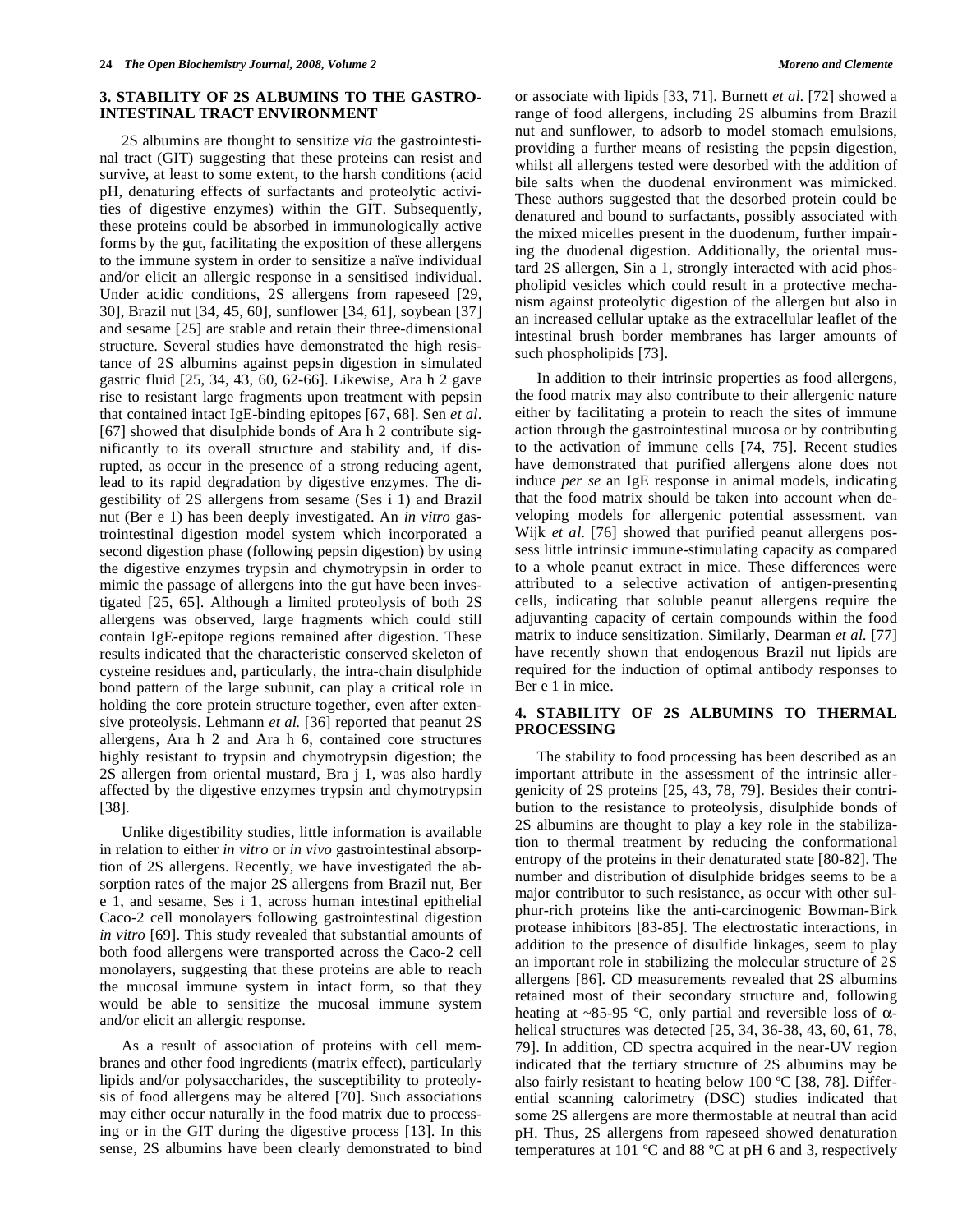## 3. STABILITY OF 2S ALBUMINS TO THE GASTRO-INTESTINAL TRACT ENVIRONMENT

2S albumins are thought to sensitize *via* the gastrointestinal tract (GIT) suggesting that these proteins can resist and survive, at least to some extent, to the harsh conditions (acid pH, denaturing effects of surfactants and proteolytic activities of digestive enzymes) within the GIT. Subsequently, these proteins could be absorbed in immunologically active forms by the gut, facilitating the exposition of these allergens to the immune system in order to sensitize a naïve individual and/or elicit an allergic response in a sensitised individual. Under acidic conditions, 2S allergens from rapeseed [29, 30], Brazil nut [34, 45, 60], sunflower [34, 61], soybean [37] and sesame [25] are stable and retain their three-dimensional structure. Several studies have demonstrated the high resistance of 2S albumins against pepsin digestion in simulated gastric fluid [25, 34, 43, 60, 62-66]. Likewise, Ara h 2 gave rise to resistant large fragments upon treatment with pepsin that contained intact IgE-binding epitopes [67, 68]. Sen *et al*. [67] showed that disulphide bonds of Ara h 2 contribute significantly to its overall structure and stability and, if disrupted, as occur in the presence of a strong reducing agent, lead to its rapid degradation by digestive enzymes. The digestibility of 2S allergens from sesame (Ses i 1) and Brazil nut (Ber e 1) has been deeply investigated. An *in vitro* gastrointestinal digestion model system which incorporated a second digestion phase (following pepsin digestion) by using the digestive enzymes trypsin and chymotrypsin in order to mimic the passage of allergens into the gut have been investigated [25, 65]. Although a limited proteolysis of both 2S allergens was observed, large fragments which could still contain IgE-epitope regions remained after digestion. These results indicated that the characteristic conserved skeleton of cysteine residues and, particularly, the intra-chain disulphide bond pattern of the large subunit, can play a critical role in holding the core protein structure together, even after extensive proteolysis. Lehmann *et al.* [36] reported that peanut 2S allergens, Ara h 2 and Ara h 6, contained core structures highly resistant to trypsin and chymotrypsin digestion; the 2S allergen from oriental mustard, Bra j 1, was also hardly affected by the digestive enzymes trypsin and chymotrypsin [38].

Unlike digestibility studies, little information is available in relation to either *in vitro* or *in vivo* gastrointestinal absorption of 2S allergens. Recently, we have investigated the absorption rates of the major 2S allergens from Brazil nut, Ber e 1, and sesame, Ses i 1, across human intestinal epithelial Caco-2 cell monolayers following gastrointestinal digestion *in vitro* [69]. This study revealed that substantial amounts of both food allergens were transported across the Caco-2 cell monolayers, suggesting that these proteins are able to reach the mucosal immune system in intact form, so that they would be able to sensitize the mucosal immune system and/or elicit an allergic response.

As a result of association of proteins with cell membranes and other food ingredients (matrix effect), particularly lipids and/or polysaccharides, the susceptibility to proteolysis of food allergens may be altered [70]. Such associations may either occur naturally in the food matrix due to processing or in the GIT during the digestive process [13]. In this sense, 2S albumins have been clearly demonstrated to bind or associate with lipids [33, 71]. Burnett *et al.* [72] showed a range of food allergens, including 2S albumins from Brazil nut and sunflower, to adsorb to model stomach emulsions, providing a further means of resisting the pepsin digestion, whilst all allergens tested were desorbed with the addition of bile salts when the duodenal environment was mimicked. These authors suggested that the desorbed protein could be denatured and bound to surfactants, possibly associated with the mixed micelles present in the duodenum, further impairing the duodenal digestion. Additionally, the oriental mustard 2S allergen, Sin a 1, strongly interacted with acid phospholipid vesicles which could result in a protective mechanism against proteolytic digestion of the allergen but also in an increased cellular uptake as the extracellular leaflet of the intestinal brush border membranes has larger amounts of such phospholipids [73].

In addition to their intrinsic properties as food allergens, the food matrix may also contribute to their allergenic nature either by facilitating a protein to reach the sites of immune action through the gastrointestinal mucosa or by contributing to the activation of immune cells [74, 75]. Recent studies have demonstrated that purified allergens alone does not induce *per se* an IgE response in animal models, indicating that the food matrix should be taken into account when developing models for allergenic potential assessment. van Wijk *et al*. [76] showed that purified peanut allergens possess little intrinsic immune-stimulating capacity as compared to a whole peanut extract in mice. These differences were attributed to a selective activation of antigen-presenting cells, indicating that soluble peanut allergens require the adjuvanting capacity of certain compounds within the food matrix to induce sensitization. Similarly, Dearman *et al.* [77] have recently shown that endogenous Brazil nut lipids are required for the induction of optimal antibody responses to Ber e 1 in mice.

## 4. STABILITY OF 2S ALBUMINS TO THERMAL PROCESSING

The stability to food processing has been described as an important attribute in the assessment of the intrinsic allergenicity of 2S proteins [25, 43, 78, 79]. Besides their contribution to the resistance to proteolysis, disulphide bonds of 2S albumins are thought to play a key role in the stabilization to thermal treatment by reducing the conformational entropy of the proteins in their denaturated state [80-82]. The number and distribution of disulphide bridges seems to be a major contributor to such resistance, as occur with other sulphur-rich proteins like the anti-carcinogenic Bowman-Birk protease inhibitors [83-85]. The electrostatic interactions, in addition to the presence of disulfide linkages, seem to play an important role in stabilizing the molecular structure of 2S allergens [86]. CD measurements revealed that 2S albumins retained most of their secondary structure and, following heating at ~85-95 ºC, only partial and reversible loss of $\alpha$-helical structures was detected [25, 34, 36-38, 43, 60, 61, 78, 79]. In addition, CD spectra acquired in the near-UV region indicated that the tertiary structure of 2S albumins may be also fairly resistant to heating below 100 ºC [38, 78]. Differential scanning calorimetry (DSC) studies indicated that some 2S allergens are more thermostable at neutral than acid pH. Thus, 2S allergens from rapeseed showed denaturation temperatures at 101 ºC and 88 ºC at pH 6 and 3, respectively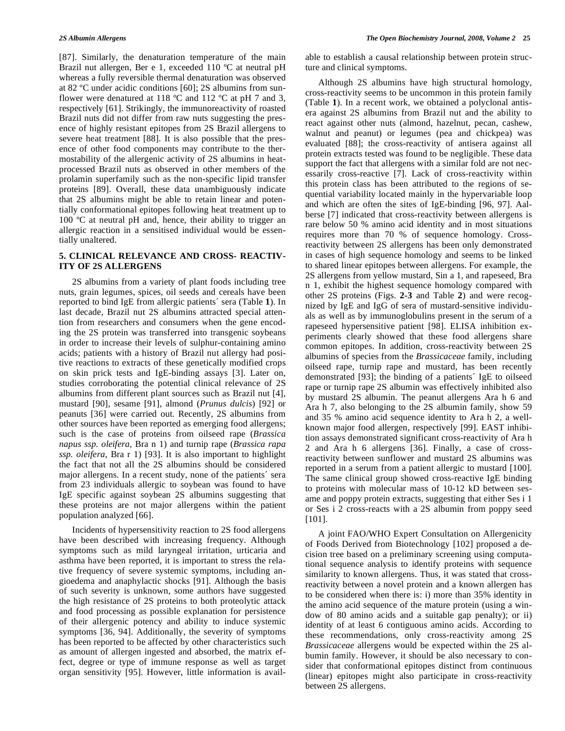[87]. Similarly, the denaturation temperature of the main Brazil nut allergen, Ber e 1, exceeded 110 ºC at neutral pH whereas a fully reversible thermal denaturation was observed at 82 ºC under acidic conditions [60]; 2S albumins from sunflower were denatured at 118 ºC and 112 ºC at pH 7 and 3, respectively [61]. Strikingly, the immunoreactivity of roasted Brazil nuts did not differ from raw nuts suggesting the presence of highly resistant epitopes from 2S Brazil allergens to severe heat treatment [88]. It is also possible that the presence of other food components may contribute to the thermostability of the allergenic activity of 2S albumins in heat-processed Brazil nuts as observed in other members of the prolamin superfamily such as the non-specific lipid transfer proteins [89]. Overall, these data unambiguously indicate that 2S albumins might be able to retain linear and potentially conformational epitopes following heat treatment up to 100 ºC at neutral pH and, hence, their ability to trigger an allergic reaction in a sensitised individual would be essentially unaltered.

## 5. CLINICAL RELEVANCE AND CROSS- REACTIVITY OF 2S ALLERGENS

2S albumins from a variety of plant foods including tree nuts, grain legumes, spices, oil seeds and cereals have been reported to bind IgE from allergic patients´ sera (Table **1**). In last decade, Brazil nut 2S albumins attracted special attention from researchers and consumers when the gene encoding the 2S protein was transferred into transgenic soybeans in order to increase their levels of sulphur-containing amino acids; patients with a history of Brazil nut allergy had positive reactions to extracts of these genetically modified crops on skin prick tests and IgE-binding assays [3]. Later on, studies corroborating the potential clinical relevance of 2S albumins from different plant sources such as Brazil nut [4], mustard [90], sesame [91], almond (*Prunus dulcis*) [92] or peanuts [36] were carried out. Recently, 2S albumins from other sources have been reported as emerging food allergens; such is the case of proteins from oilseed rape (*Brassica napus ssp. oleifera*, Bra n 1) and turnip rape (*Brassica rapa ssp. oleifera*, Bra r 1) [93]. It is also important to highlight the fact that not all the 2S albumins should be considered major allergens. In a recent study, none of the patients´ sera from 23 individuals allergic to soybean was found to have IgE specific against soybean 2S albumins suggesting that these proteins are not major allergens within the patient population analyzed [66].

Incidents of hypersensitivity reaction to 2S food allergens have been described with increasing frequency. Although symptoms such as mild laryngeal irritation, urticaria and asthma have been reported, it is important to stress the relative frequency of severe systemic symptoms, including angioedema and anaphylactic shocks [91]. Although the basis of such severity is unknown, some authors have suggested the high resistance of 2S proteins to both proteolytic attack and food processing as possible explanation for persistence of their allergenic potency and ability to induce systemic symptoms [36, 94]. Additionally, the severity of symptoms has been reported to be affected by other characteristics such as amount of allergen ingested and absorbed, the matrix effect, degree or type of immune response as well as target organ sensitivity [95]. However, little information is available to establish a causal relationship between protein structure and clinical symptoms.

Although 2S albumins have high structural homology, cross-reactivity seems to be uncommon in this protein family (Table **1**). In a recent work, we obtained a polyclonal antisera against 2S albumins from Brazil nut and the ability to react against other nuts (almond, hazelnut, pecan, cashew, walnut and peanut) or legumes (pea and chickpea) was evaluated [88]; the cross-reactivity of antisera against all protein extracts tested was found to be negligible. These data support the fact that allergens with a similar fold are not necessarily cross-reactive [7]. Lack of cross-reactivity within this protein class has been attributed to the regions of sequential variability located mainly in the hypervariable loop and which are often the sites of IgE-binding [96, 97]. Aalberse [7] indicated that cross-reactivity between allergens is rare below 50 % amino acid identity and in most situations requires more than 70 % of sequence homology. Cross-reactivity between 2S allergens has been only demonstrated in cases of high sequence homology and seems to be linked to shared linear epitopes between allergens. For example, the 2S allergens from yellow mustard, Sin a 1, and rapeseed, Bra n 1, exhibit the highest sequence homology compared with other 2S proteins (Figs. **2-3** and Table **2**) and were recognized by IgE and IgG of sera of mustard-sensitive individuals as well as by immunoglobulins present in the serum of a rapeseed hypersensitive patient [98]. ELISA inhibition experiments clearly showed that these food allergens share common epitopes. In addition, cross-reactivity between 2S albumins of species from the *Brassicaceae* family, including oilseed rape, turnip rape and mustard, has been recently demonstrated [93]; the binding of a patients´ IgE to oilseed rape or turnip rape 2S albumin was effectively inhibited also by mustard 2S albumin. The peanut allergens Ara h 6 and Ara h 7, also belonging to the 2S albumin family, show 59 and 35 % amino acid sequence identity to Ara h 2, a well-known major food allergen, respectively [99]. EAST inhibition assays demonstrated significant cross-reactivity of Ara h 2 and Ara h 6 allergens [36]. Finally, a case of cross-reactivity between sunflower and mustard 2S albumins was reported in a serum from a patient allergic to mustard [100]. The same clinical group showed cross-reactive IgE binding to proteins with molecular mass of 10-12 kD between sesame and poppy protein extracts, suggesting that either Ses i 1 or Ses i 2 cross-reacts with a 2S albumin from poppy seed [101].

A joint FAO/WHO Expert Consultation on Allergenicity of Foods Derived from Biotechnology [102] proposed a decision tree based on a preliminary screening using computational sequence analysis to identify proteins with sequence similarity to known allergens. Thus, it was stated that cross-reactivity between a novel protein and a known allergen has to be considered when there is: i) more than 35% identity in the amino acid sequence of the mature protein (using a window of 80 amino acids and a suitable gap penalty); or ii) identity of at least 6 contiguous amino acids. According to these recommendations, only cross-reactivity among 2S *Brassicaceae* allergens would be expected within the 2S albumin family. However, it should be also necessary to consider that conformational epitopes distinct from continuous (linear) epitopes might also participate in cross-reactivity between 2S allergens.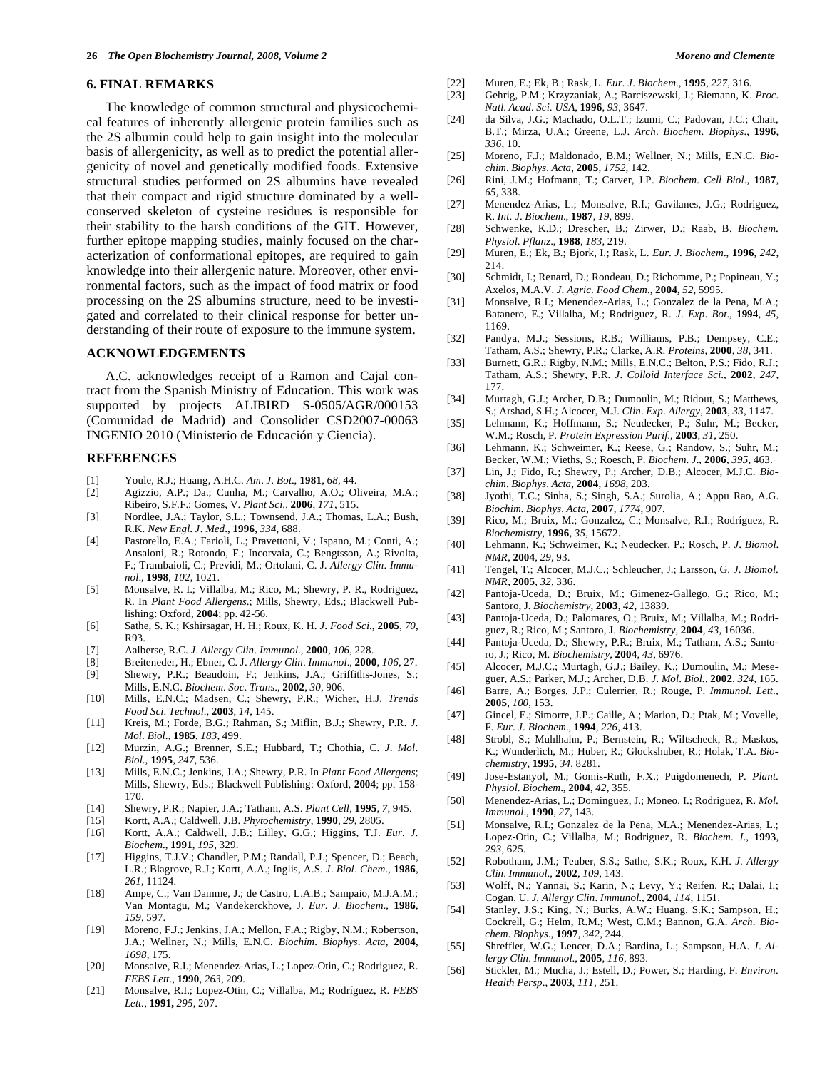## 6. FINAL REMARKS

The knowledge of common structural and physicochemical features of inherently allergenic protein families such as the 2S albumin could help to gain insight into the molecular basis of allergenicity, as well as to predict the potential allergenicity of novel and genetically modified foods. Extensive structural studies performed on 2S albumins have revealed that their compact and rigid structure dominated by a well-conserved skeleton of cysteine residues is responsible for their stability to the harsh conditions of the GIT. However, further epitope mapping studies, mainly focused on the characterization of conformational epitopes, are required to gain knowledge into their allergenic nature. Moreover, other environmental factors, such as the impact of food matrix or food processing on the 2S albumins structure, need to be investigated and correlated to their clinical response for better understanding of their route of exposure to the immune system.

## ACKNOWLEDGEMENTS

A.C. acknowledges receipt of a Ramon and Cajal contract from the Spanish Ministry of Education. This work was supported by projects ALIBIRD S-0505/AGR/000153 (Comunidad de Madrid) and Consolider CSD2007-00063 INGENIO 2010 (Ministerio de Educación y Ciencia).

## REFERENCES

[1] Youle, R.J.; Huang, A.H.C. *Am. J. Bot*., **1981**, *68*, 44.

[2] Agizzio, A.P.; Da.; Cunha, M.; Carvalho, A.O.; Oliveira, M.A.; Ribeiro, S.F.F.; Gomes, V. *Plant Sci.*, **2006**, *171*, 515.

[3] Nordlee, J.A.; Taylor, S.L.; Townsend, J.A.; Thomas, L.A.; Bush, R.K. *New Engl. J. Med*., **1996**, *334*, 688.

[4] Pastorello, E.A.; Farioli, L.; Pravettoni, V.; Ispano, M.; Conti, A.; Ansaloni, R.; Rotondo, F.; Incorvaia, C.; Bengtsson, A.; Rivolta, F.; Trambaioli, C.; Previdi, M.; Ortolani, C. J. *Allergy Clin. Immunol*., **1998**, *102*, 1021.

[5] Monsalve, R. I.; Villalba, M.; Rico, M.; Shewry, P. R., Rodriguez, R. In *Plant Food Allergens*.; Mills, Shewry, Eds.; Blackwell Publishing: Oxford, **2004**; pp. 42-56.

[6] Sathe, S. K.; Kshirsagar, H. H.; Roux, K. H. *J. Food Sci*., **2005**, *70*, R93.

[7] Aalberse, R.C. *J. Allergy Clin. Immunol*., **2000**, *106*, 228.

[8] Breiteneder, H.; Ebner, C. J. *Allergy Clin. Immunol*., **2000**, *106*, 27.

[9] Shewry, P.R.; Beaudoin, F.; Jenkins, J.A.; Griffiths-Jones, S.; Mills, E.N.C. *Biochem. Soc. Trans*., **2002**, *30*, 906.

[10] Mills, E.N.C.; Madsen, C.; Shewry, P.R.; Wicher, H.J. *Trends Food Sci. Technol*., **2003**, *14*, 145.

[11] Kreis, M.; Forde, B.G.; Rahman, S.; Miflin, B.J.; Shewry, P.R. *J. Mol. Biol*., **1985**, *183*, 499.

[12] Murzin, A.G.; Brenner, S.E.; Hubbard, T.; Chothia, C. *J. Mol. Biol*., **1995**, *247*, 536.

[13] Mills, E.N.C.; Jenkins, J.A.; Shewry, P.R. In *Plant Food Allergens*; Mills, Shewry, Eds.; Blackwell Publishing: Oxford, **2004**; pp. 158-170.

[14] Shewry, P.R.; Napier, J.A.; Tatham, A.S. *Plant Cell*, **1995**, *7*, 945.

[15] Kortt, A.A.; Caldwell, J.B. *Phytochemistry*, **1990**, *29*, 2805.

[16] Kortt, A.A.; Caldwell, J.B.; Lilley, G.G.; Higgins, T.J. *Eur. J. Biochem*., **1991**, *195*, 329.

[17] Higgins, T.J.V.; Chandler, P.M.; Randall, P.J.; Spencer, D.; Beach, L.R.; Blagrove, R.J.; Kortt, A.A.; Inglis, A.S. *J. Biol. Chem*., **1986**, *261*, 11124.

[18] Ampe, C.; Van Damme, J.; de Castro, L.A.B.; Sampaio, M.J.A.M.; Van Montagu, M.; Vandekerckhove, J. *Eur. J. Biochem*., **1986**, *159*, 597.

[19] Moreno, F.J.; Jenkins, J.A.; Mellon, F.A.; Rigby, N.M.; Robertson, J.A.; Wellner, N.; Mills, E.N.C. *Biochim. Biophys. Acta*, **2004**, *1698*, 175.

[20] Monsalve, R.I.; Menendez-Arias, L.; Lopez-Otin, C.; Rodriguez, R. *FEBS Lett*., **1990**, *263*, 209.

[21] Monsalve, R.I.; Lopez-Otin, C.; Villalba, M.; Rodríguez, R. *FEBS Lett.*, **1991,** *295*, 207.

[22] Muren, E.; Ek, B.; Rask, L. *Eur. J. Biochem*., **1995**, *227*, 316.

[23] Gehrig, P.M.; Krzyzaniak, A.; Barciszewski, J.; Biemann, K. *Proc. Natl. Acad. Sci. USA*, **1996**, *93*, 3647.

[24] da Silva, J.G.; Machado, O.L.T.; Izumi, C.; Padovan, J.C.; Chait, B.T.; Mirza, U.A.; Greene, L.J. *Arch. Biochem. Biophys*., **1996**, *336*, 10.

[25] Moreno, F.J.; Maldonado, B.M.; Wellner, N.; Mills, E.N.C. *Biochim. Biophys. Acta*, **2005**, *1752*, 142.

[26] Rini, J.M.; Hofmann, T.; Carver, J.P. *Biochem. Cell Biol*., **1987**, *65*, 338.

[27] Menendez-Arias, L.; Monsalve, R.I.; Gavilanes, J.G.; Rodriguez, R. *Int. J. Biochem*., **1987**, *19*, 899.

[28] Schwenke, K.D.; Drescher, B.; Zirwer, D.; Raab, B. *Biochem. Physiol. Pflanz*., **1988**, *183*, 219.

[29] Muren, E.; Ek, B.; Bjork, I.; Rask, L. *Eur. J. Biochem*., **1996**, *242*, 214.

[30] Schmidt, I.; Renard, D.; Rondeau, D.; Richomme, P.; Popineau, Y.; Axelos, M.A.V. *J. Agric. Food Chem*., **2004,** *52*, 5995.

[31] Monsalve, R.I.; Menendez-Arias, L.; Gonzalez de la Pena, M.A.; Batanero, E.; Villalba, M.; Rodriguez, R. *J. Exp. Bot*., **1994**, *45*, 1169.

[32] Pandya, M.J.; Sessions, R.B.; Williams, P.B.; Dempsey, C.E.; Tatham, A.S.; Shewry, P.R.; Clarke, A.R. *Proteins*, **2000**, *38*, 341.

[33] Burnett, G.R.; Rigby, N.M.; Mills, E.N.C.; Belton, P.S.; Fido, R.J.; Tatham, A.S.; Shewry, P.R. *J. Colloid Interface Sci*., **2002**, *247*, 177.

[34] Murtagh, G.J.; Archer, D.B.; Dumoulin, M.; Ridout, S.; Matthews, S.; Arshad, S.H.; Alcocer, M.J. *Clin. Exp. Allergy*, **2003**, *33*, 1147.

[35] Lehmann, K.; Hoffmann, S.; Neudecker, P.; Suhr, M.; Becker, W.M.; Rosch, P. *Protein Expression Purif*., **2003**, *31*, 250.

[36] Lehmann, K.; Schweimer, K.; Reese, G.; Randow, S.; Suhr, M.; Becker, W.M.; Vieths, S.; Roesch, P. *Biochem. J*., **2006**, *395*, 463.

[37] Lin, J.; Fido, R.; Shewry, P.; Archer, D.B.; Alcocer, M.J.C. *Biochim. Biophys. Acta*, **2004**, *1698*, 203.

[38] Jyothi, T.C.; Sinha, S.; Singh, S.A.; Surolia, A.; Appu Rao, A.G. *Biochim. Biophys. Acta*, **2007**, *1774*, 907.

[39] Rico, M.; Bruix, M.; Gonzalez, C.; Monsalve, R.I.; Rodríguez, R. *Biochemistry*, **1996**, *35*, 15672.

[40] Lehmann, K.; Schweimer, K.; Neudecker, P.; Rosch, P. *J. Biomol. NMR*, **2004**, *29*, 93.

[41] Tengel, T.; Alcocer, M.J.C.; Schleucher, J.; Larsson, G. *J. Biomol. NMR*, **2005**, *32*, 336.

[42] Pantoja-Uceda, D.; Bruix, M.; Gimenez-Gallego, G.; Rico, M.; Santoro, J. *Biochemistry*, **2003**, *42*, 13839.

[43] Pantoja-Uceda, D.; Palomares, O.; Bruix, M.; Villalba, M.; Rodriguez, R.; Rico, M.; Santoro, J. *Biochemistry*, **2004**, *43*, 16036.

[44] Pantoja-Uceda, D.; Shewry, P.R.; Bruix, M.; Tatham, A.S.; Santoro, J.; Rico, M. *Biochemistry*, **2004**, *43*, 6976.

[45] Alcocer, M.J.C.; Murtagh, G.J.; Bailey, K.; Dumoulin, M.; Meseguer, A.S.; Parker, M.J.; Archer, D.B. *J. Mol. Biol.*, **2002**, *324*, 165.

[46] Barre, A.; Borges, J.P.; Culerrier, R.; Rouge, P. *Immunol. Lett*., **2005**, *100*, 153.

[47] Gincel, E.; Simorre, J.P.; Caille, A.; Marion, D.; Ptak, M.; Vovelle, F. *Eur. J. Biochem*., **1994**, *226*, 413.

[48] Strobl, S.; Muhlhahn, P.; Bernstein, R.; Wiltscheck, R.; Maskos, K.; Wunderlich, M.; Huber, R.; Glockshuber, R.; Holak, T.A. *Biochemistry*, **1995**, *34*, 8281.

[49] Jose-Estanyol, M.; Gomis-Ruth, F.X.; Puigdomenech, P. *Plant. Physiol. Biochem*., **2004**, *42*, 355.

[50] Menendez-Arias, L.; Dominguez, J.; Moneo, I.; Rodriguez, R. *Mol. Immunol*., **1990**, *27*, 143.

[51] Monsalve, R.I.; Gonzalez de la Pena, M.A.; Menendez-Arias, L.; Lopez-Otin, C.; Villalba, M.; Rodriguez, R. *Biochem. J*., **1993**, *293*, 625.

[52] Robotham, J.M.; Teuber, S.S.; Sathe, S.K.; Roux, K.H. *J. Allergy Clin. Immunol*., **2002**, *109*, 143.

[53] Wolff, N.; Yannai, S.; Karin, N.; Levy, Y.; Reifen, R.; Dalai, I.; Cogan, U. *J. Allergy Clin. Immunol*., **2004**, *114*, 1151.

[54] Stanley, J.S.; King, N.; Burks, A.W.; Huang, S.K.; Sampson, H.; Cockrell, G.; Helm, R.M.; West, C.M.; Bannon, G.A. *Arch. Biochem. Biophys*., **1997**, *342*, 244.

[55] Shreffler, W.G.; Lencer, D.A.; Bardina, L.; Sampson, H.A. *J. Allergy Clin. Immunol*., **2005**, *116*, 893.

[56] Stickler, M.; Mucha, J.; Estell, D.; Power, S.; Harding, F. *Environ. Health Persp*., **2003**, *111*, 251.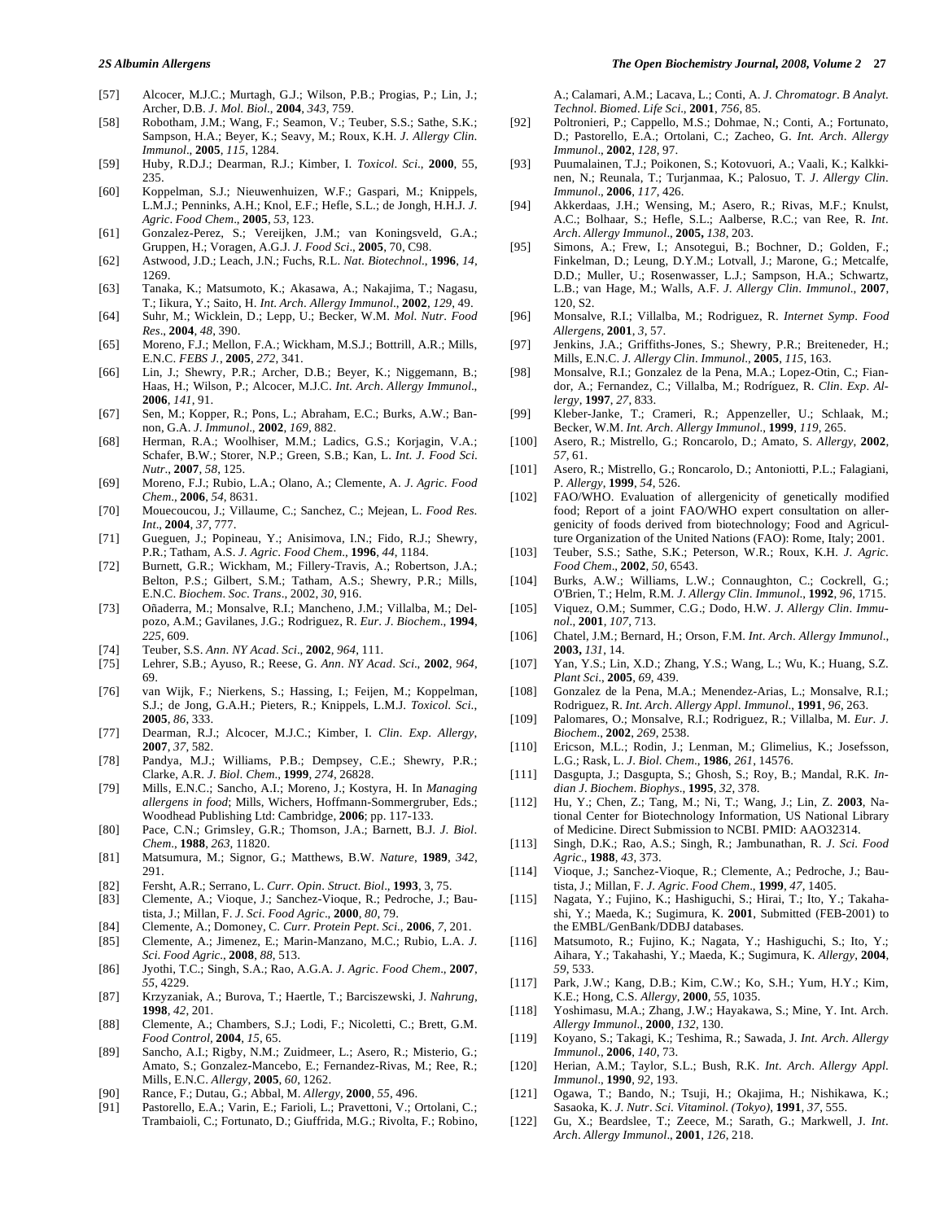[57] Alcocer, M.J.C.; Murtagh, G.J.; Wilson, P.B.; Progias, P.; Lin, J.; Archer, D.B. *J. Mol. Biol*., **2004**, *343*, 759.

[58] Robotham, J.M.; Wang, F.; Seamon, V.; Teuber, S.S.; Sathe, S.K.; Sampson, H.A.; Beyer, K.; Seavy, M.; Roux, K.H. *J. Allergy Clin. Immunol*., **2005**, *115*, 1284.

[59] Huby, R.D.J.; Dearman, R.J.; Kimber, I. *Toxicol. Sci*., **2000**, 55, 235.

[60] Koppelman, S.J.; Nieuwenhuizen, W.F.; Gaspari, M.; Knippels, L.M.J.; Penninks, A.H.; Knol, E.F.; Hefle, S.L.; de Jongh, H.H.J. *J. Agric. Food Chem*., **2005**, *53*, 123.

[61] Gonzalez-Perez, S.; Vereijken, J.M.; van Koningsveld, G.A.; Gruppen, H.; Voragen, A.G.J. *J. Food Sci*., **2005**, 70, C98.

[62] Astwood, J.D.; Leach, J.N.; Fuchs, R.L. *Nat. Biotechnol*., **1996**, *14*, 1269.

[63] Tanaka, K.; Matsumoto, K.; Akasawa, A.; Nakajima, T.; Nagasu, T.; Iikura, Y.; Saito, H. *Int. Arch. Allergy Immunol*., **2002**, *129*, 49.

[64] Suhr, M.; Wicklein, D.; Lepp, U.; Becker, W.M. *Mol. Nutr. Food Res*., **2004**, *48*, 390.

[65] Moreno, F.J.; Mellon, F.A.; Wickham, M.S.J.; Bottrill, A.R.; Mills, E.N.C. *FEBS J.*, **2005**, *272*, 341.

[66] Lin, J.; Shewry, P.R.; Archer, D.B.; Beyer, K.; Niggemann, B.; Haas, H.; Wilson, P.; Alcocer, M.J.C. *Int. Arch. Allergy Immunol*., **2006**, *141*, 91.

[67] Sen, M.; Kopper, R.; Pons, L.; Abraham, E.C.; Burks, A.W.; Bannon, G.A. *J. Immunol*., **2002**, *169*, 882.

[68] Herman, R.A.; Woolhiser, M.M.; Ladics, G.S.; Korjagin, V.A.; Schafer, B.W.; Storer, N.P.; Green, S.B.; Kan, L. *Int. J. Food Sci. Nutr*., **2007**, *58*, 125.

[69] Moreno, F.J.; Rubio, L.A.; Olano, A.; Clemente, A. *J. Agric. Food Chem*., **2006**, *54*, 8631.

[70] Mouecoucou, J.; Villaume, C.; Sanchez, C.; Mejean, L. *Food Res. Int*., **2004**, *37*, 777.

[71] Gueguen, J.; Popineau, Y.; Anisimova, I.N.; Fido, R.J.; Shewry, P.R.; Tatham, A.S. *J. Agric. Food Chem*., **1996**, *44*, 1184.

[72] Burnett, G.R.; Wickham, M.; Fillery-Travis, A.; Robertson, J.A.; Belton, P.S.; Gilbert, S.M.; Tatham, A.S.; Shewry, P.R.; Mills, E.N.C. *Biochem. Soc. Trans*., 2002, *30*, 916.

[73] Oñaderra, M.; Monsalve, R.I.; Mancheno, J.M.; Villalba, M.; Delpozo, A.M.; Gavilanes, J.G.; Rodriguez, R. *Eur. J. Biochem*., **1994**, *225*, 609.

[74] Teuber, S.S. *Ann. NY Acad. Sci*., **2002**, *964*, 111.

[75] Lehrer, S.B.; Ayuso, R.; Reese, G. *Ann. NY Acad. Sci*., **2002**, *964*, 69.

[76] van Wijk, F.; Nierkens, S.; Hassing, I.; Feijen, M.; Koppelman, S.J.; de Jong, G.A.H.; Pieters, R.; Knippels, L.M.J. *Toxicol. Sci.*, **2005**, *86*, 333.

[77] Dearman, R.J.; Alcocer, M.J.C.; Kimber, I. *Clin. Exp. Allergy*, **2007**, *37*, 582.

[78] Pandya, M.J.; Williams, P.B.; Dempsey, C.E.; Shewry, P.R.; Clarke, A.R. *J. Biol. Chem*., **1999**, *274*, 26828.

[79] Mills, E.N.C.; Sancho, A.I.; Moreno, J.; Kostyra, H. In *Managing allergens in food*; Mills, Wichers, Hoffmann-Sommergruber, Eds.; Woodhead Publishing Ltd: Cambridge, **2006**; pp. 117-133.

[80] Pace, C.N.; Grimsley, G.R.; Thomson, J.A.; Barnett, B.J. *J. Biol. Chem*., **1988**, *263*, 11820.

[81] Matsumura, M.; Signor, G.; Matthews, B.W. *Nature*, **1989**, *342*, 291.

[82] Fersht, A.R.; Serrano, L. *Curr. Opin. Struct. Biol*., **1993**, 3, 75.

[83] Clemente, A.; Vioque, J.; Sanchez-Vioque, R.; Pedroche, J.; Bautista, J.; Millan, F. *J. Sci. Food Agric*., **2000**, *80*, 79.

[84] Clemente, A.; Domoney, C. *Curr. Protein Pept. Sci*., **2006**, *7*, 201.

[85] Clemente, A.; Jimenez, E.; Marin-Manzano, M.C.; Rubio, L.A. *J. Sci. Food Agric*., **2008**, *88*, 513.

[86] Jyothi, T.C.; Singh, S.A.; Rao, A.G.A. *J. Agric. Food Chem*., **2007**, *55*, 4229.

[87] Krzyzaniak, A.; Burova, T.; Haertle, T.; Barciszewski, J. *Nahrung*, **1998**, *42*, 201.

[88] Clemente, A.; Chambers, S.J.; Lodi, F.; Nicoletti, C.; Brett, G.M. *Food Control*, **2004**, *15*, 65.

[89] Sancho, A.I.; Rigby, N.M.; Zuidmeer, L.; Asero, R.; Misterio, G.; Amato, S.; Gonzalez-Mancebo, E.; Fernandez-Rivas, M.; Ree, R.; Mills, E.N.C. *Allergy*, **2005**, *60*, 1262.

[90] Rance, F.; Dutau, G.; Abbal, M. *Allergy*, **2000**, *55*, 496.

[91] Pastorello, E.A.; Varin, E.; Farioli, L.; Pravettoni, V.; Ortolani, C.; Trambaioli, C.; Fortunato, D.; Giuffrida, M.G.; Rivolta, F.; Robino, A.; Calamari, A.M.; Lacava, L.; Conti, A. *J. Chromatogr. B Analyt. Technol. Biomed. Life Sci*., **2001**, *756*, 85.

[92] Poltronieri, P.; Cappello, M.S.; Dohmae, N.; Conti, A.; Fortunato, D.; Pastorello, E.A.; Ortolani, C.; Zacheo, G. *Int. Arch. Allergy Immunol*., **2002**, *128*, 97.

[93] Puumalainen, T.J.; Poikonen, S.; Kotovuori, A.; Vaali, K.; Kalkkinen, N.; Reunala, T.; Turjanmaa, K.; Palosuo, T. *J. Allergy Clin. Immunol*., **2006**, *117*, 426.

[94] Akkerdaas, J.H.; Wensing, M.; Asero, R.; Rivas, M.F.; Knulst, A.C.; Bolhaar, S.; Hefle, S.L.; Aalberse, R.C.; van Ree, R. *Int. Arch. Allergy Immunol*., **2005,** *138*, 203.

[95] Simons, A.; Frew, I.; Ansotegui, B.; Bochner, D.; Golden, F.; Finkelman, D.; Leung, D.Y.M.; Lotvall, J.; Marone, G.; Metcalfe, D.D.; Muller, U.; Rosenwasser, L.J.; Sampson, H.A.; Schwartz, L.B.; van Hage, M.; Walls, A.F. *J. Allergy Clin. Immunol*., **2007**, 120, S2.

[96] Monsalve, R.I.; Villalba, M.; Rodriguez, R. *Internet Symp. Food Allergens*, **2001**, *3*, 57.

[97] Jenkins, J.A.; Griffiths-Jones, S.; Shewry, P.R.; Breiteneder, H.; Mills, E.N.C. *J. Allergy Clin. Immunol*., **2005**, *115*, 163.

[98] Monsalve, R.I.; Gonzalez de la Pena, M.A.; Lopez-Otin, C.; Fiandor, A.; Fernandez, C.; Villalba, M.; Rodríguez, R. *Clin. Exp. Allergy*, **1997**, *27*, 833.

[99] Kleber-Janke, T.; Crameri, R.; Appenzeller, U.; Schlaak, M.; Becker, W.M. *Int. Arch. Allergy Immunol*., **1999**, *119*, 265.

[100] Asero, R.; Mistrello, G.; Roncarolo, D.; Amato, S. *Allergy*, **2002**, *57*, 61.

[101] Asero, R.; Mistrello, G.; Roncarolo, D.; Antoniotti, P.L.; Falagiani, P. *Allergy*, **1999**, *54*, 526.

[102] FAO/WHO. Evaluation of allergenicity of genetically modified food; Report of a joint FAO/WHO expert consultation on allergenicity of foods derived from biotechnology; Food and Agriculture Organization of the United Nations (FAO): Rome, Italy; 2001.

[103] Teuber, S.S.; Sathe, S.K.; Peterson, W.R.; Roux, K.H. *J. Agric. Food Chem*., **2002**, *50*, 6543.

[104] Burks, A.W.; Williams, L.W.; Connaughton, C.; Cockrell, G.; O'Brien, T.; Helm, R.M. *J. Allergy Clin. Immunol*., **1992**, *96*, 1715.

[105] Viquez, O.M.; Summer, C.G.; Dodo, H.W. *J. Allergy Clin. Immunol*., **2001**, *107*, 713.

[106] Chatel, J.M.; Bernard, H.; Orson, F.M. *Int. Arch. Allergy Immunol*., **2003,** *131*, 14.

[107] Yan, Y.S.; Lin, X.D.; Zhang, Y.S.; Wang, L.; Wu, K.; Huang, S.Z. *Plant Sci*., **2005**, *69*, 439.

[108] Gonzalez de la Pena, M.A.; Menendez-Arias, L.; Monsalve, R.I.; Rodriguez, R. *Int. Arch. Allergy Appl. Immunol*., **1991**, *96*, 263.

[109] Palomares, O.; Monsalve, R.I.; Rodriguez, R.; Villalba, M. *Eur. J. Biochem*., **2002**, *269*, 2538.

[110] Ericson, M.L.; Rodin, J.; Lenman, M.; Glimelius, K.; Josefsson, L.G.; Rask, L. *J. Biol. Chem*., **1986**, *261*, 14576.

[111] Dasgupta, J.; Dasgupta, S.; Ghosh, S.; Roy, B.; Mandal, R.K. *Indian J. Biochem. Biophys*., **1995**, *32*, 378.

[112] Hu, Y.; Chen, Z.; Tang, M.; Ni, T.; Wang, J.; Lin, Z. **2003**, National Center for Biotechnology Information, US National Library of Medicine. Direct Submission to NCBI. PMID: AAO32314.

[113] Singh, D.K.; Rao, A.S.; Singh, R.; Jambunathan, R. *J. Sci. Food Agric*., **1988**, *43*, 373.

[114] Vioque, J.; Sanchez-Vioque, R.; Clemente, A.; Pedroche, J.; Bautista, J.; Millan, F. *J. Agric. Food Chem*., **1999**, *47*, 1405.

[115] Nagata, Y.; Fujino, K.; Hashiguchi, S.; Hirai, T.; Ito, Y.; Takahashi, Y.; Maeda, K.; Sugimura, K. **2001**, Submitted (FEB-2001) to the EMBL/GenBank/DDBJ databases.

[116] Matsumoto, R.; Fujino, K.; Nagata, Y.; Hashiguchi, S.; Ito, Y.; Aihara, Y.; Takahashi, Y.; Maeda, K.; Sugimura, K. *Allergy*, **2004**, *59*, 533.

[117] Park, J.W.; Kang, D.B.; Kim, C.W.; Ko, S.H.; Yum, H.Y.; Kim, K.E.; Hong, C.S. *Allergy*, **2000**, *55*, 1035.

[118] Yoshimasu, M.A.; Zhang, J.W.; Hayakawa, S.; Mine, Y. Int. Arch. *Allergy Immunol*., **2000**, *132*, 130.

[119] Koyano, S.; Takagi, K.; Teshima, R.; Sawada, J. *Int. Arch. Allergy Immunol*., **2006**, *140*, 73.

[120] Herian, A.M.; Taylor, S.L.; Bush, R.K. *Int. Arch. Allergy Appl. Immunol*., **1990**, *92*, 193.

[121] Ogawa, T.; Bando, N.; Tsuji, H.; Okajima, H.; Nishikawa, K.; Sasaoka, K. *J. Nutr. Sci. Vitaminol. (Tokyo)*, **1991**, *37*, 555.

[122] Gu, X.; Beardslee, T.; Zeece, M.; Sarath, G.; Markwell, J. *Int. Arch. Allergy Immunol*., **2001**, *126*, 218.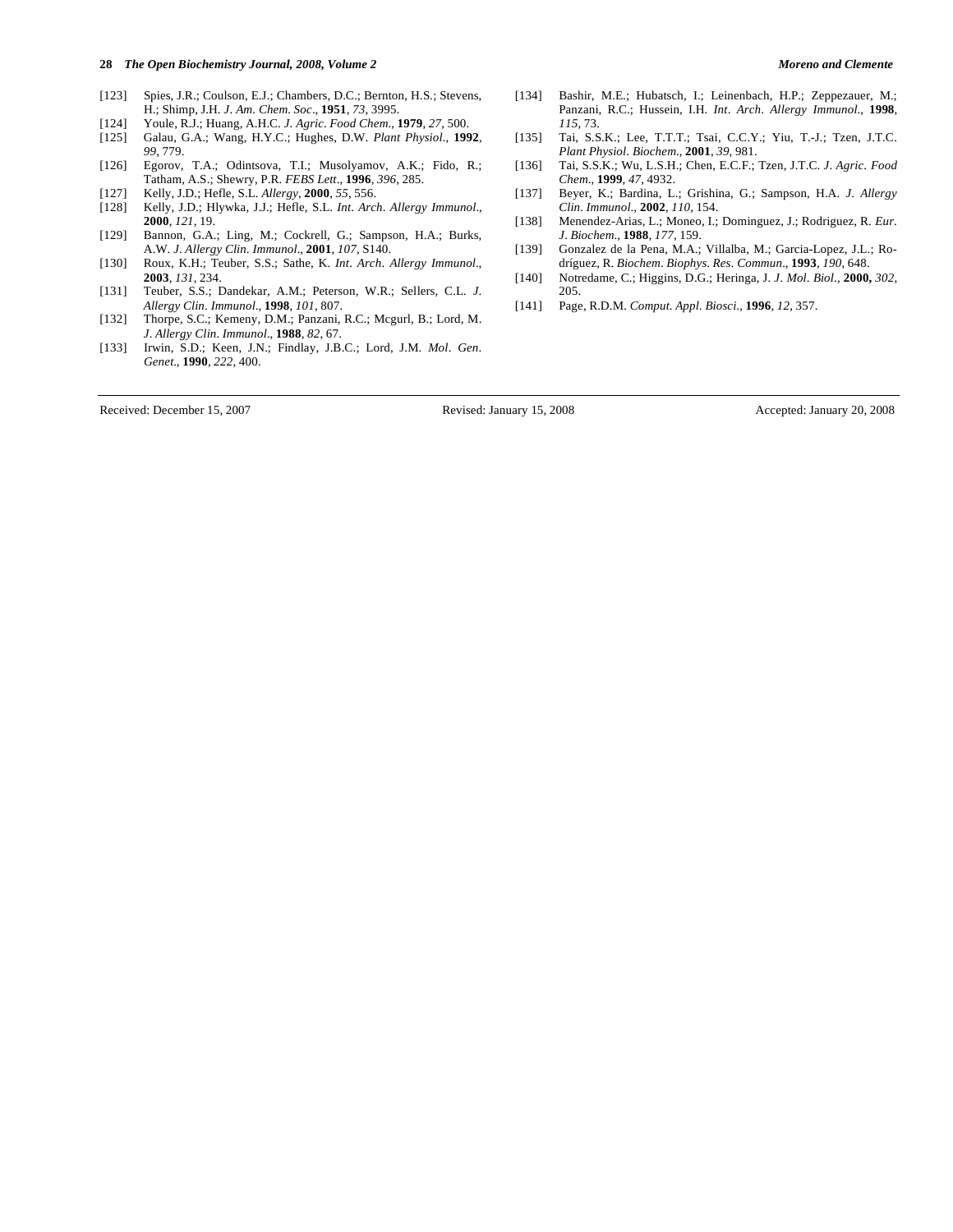[123] Spies, J.R.; Coulson, E.J.; Chambers, D.C.; Bernton, H.S.; Stevens, H.; Shimp, J.H. *J*. *Am*. *Chem*. *Soc*., **1951**, *73*, 3995.

[124] Youle, R.J.; Huang, A.H.C. *J*. *Agric*. *Food Chem*., **1979**, *27*, 500.

[125] Galau, G.A.; Wang, H.Y.C.; Hughes, D.W. *Plant Physiol*., **1992**, *99*, 779.

[126] Egorov, T.A.; Odintsova, T.I.; Musolyamov, A.K.; Fido, R.; Tatham, A.S.; Shewry, P.R. *FEBS Lett*., **1996**, *396*, 285.

[127] Kelly, J.D.; Hefle, S.L. *Allergy*, **2000**, *55*, 556.

[128] Kelly, J.D.; Hlywka, J.J.; Hefle, S.L. *Int*. *Arch*. *Allergy Immunol*., **2000**, *121*, 19.

[129] Bannon, G.A.; Ling, M.; Cockrell, G.; Sampson, H.A.; Burks, A.W. *J*. *Allergy Clin*. *Immunol*., **2001**, *107*, S140.

[130] Roux, K.H.; Teuber, S.S.; Sathe, K. *Int*. *Arch*. *Allergy Immunol*., **2003**, *131*, 234.

[131] Teuber, S.S.; Dandekar, A.M.; Peterson, W.R.; Sellers, C.L. *J*. *Allergy Clin*. *Immunol*., **1998**, *101*, 807.

[132] Thorpe, S.C.; Kemeny, D.M.; Panzani, R.C.; Mcgurl, B.; Lord, M. *J*. *Allergy Clin*. *Immunol*., **1988**, *82*, 67.

[133] Irwin, S.D.; Keen, J.N.; Findlay, J.B.C.; Lord, J.M. *Mol*. *Gen*. *Genet*., **1990**, *222*, 400.

[134] Bashir, M.E.; Hubatsch, I.; Leinenbach, H.P.; Zeppezauer, M.; Panzani, R.C.; Hussein, I.H. *Int*. *Arch*. *Allergy Immunol*., **1998**, *115*, 73.

[135] Tai, S.S.K.; Lee, T.T.T.; Tsai, C.C.Y.; Yiu, T.-J.; Tzen, J.T.C. *Plant Physiol*. *Biochem*., **2001**, *39*, 981.

[136] Tai, S.S.K.; Wu, L.S.H.; Chen, E.C.F.; Tzen, J.T.C. *J*. *Agric*. *Food Chem*., **1999**, *47*, 4932.

[137] Beyer, K.; Bardina, L.; Grishina, G.; Sampson, H.A. *J*. *Allergy Clin*. *Immunol*., **2002**, *110*, 154.

[138] Menendez-Arias, L.; Moneo, I.; Dominguez, J.; Rodriguez, R. *Eur*. *J*. *Biochem*., **1988**, *177*, 159.

[139] Gonzalez de la Pena, M.A.; Villalba, M.; Garcia-Lopez, J.L.; Rodríguez, R. *Biochem*. *Biophys*. *Res*. *Commun*., **1993**, *190*, 648.

[140] Notredame, C.; Higgins, D.G.; Heringa, J. *J*. *Mol*. *Biol*., **2000,** *302*, 205.

[141] Page, R.D.M. *Comput. Appl. Biosci.*, **1996**, *12*, 357.

Received: December 15, 2007 Revised: January 15, 2008 Accepted: January 20, 2008